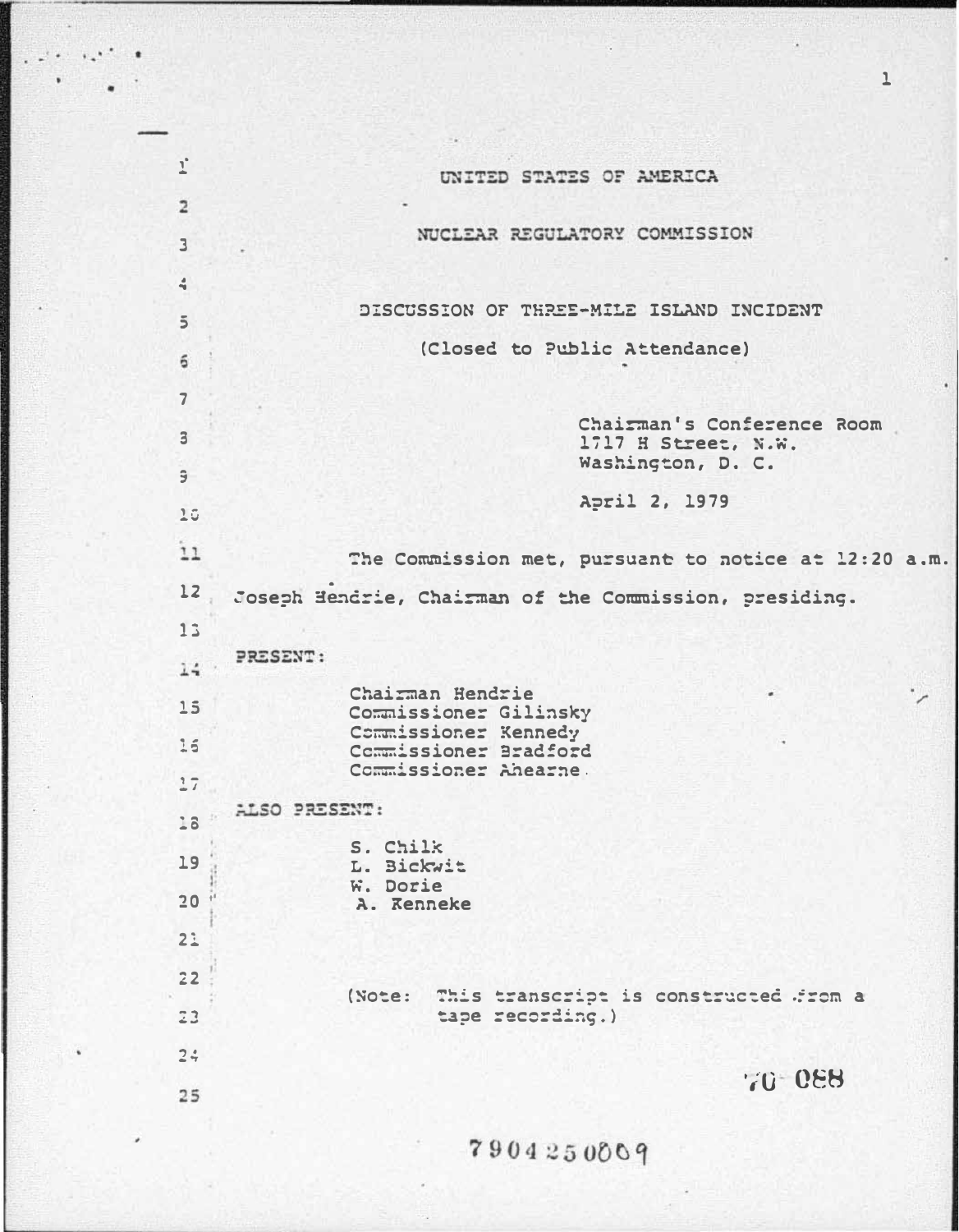UNITED STATES OF AMERICA

NUCLEAR REGULATORY COMMISSION

DISCUSSION OF THREE-MILE ISLAND INCIDENT

(Closed to Public Attendance)

Chairman's Conference Room
1717 H Street, N.W.
Washington, D. C.

April 2, 1979

The Commission met, pursuant to notice at 12:20 a.m. Joseph Hendrie, Chairman of the Commission, presiding.

PRESENT:

Chairman Hendrie
Commissioner Gilinsky
Commissioner Kennedy
Commissioner Bradford
Commissioner Ahearne

ALSO PRESENT:

S. Chilk
L. Bickwit
W. Dorie
A. Kenneke

(Note: This transcript is constructed from a tape recording.)

70 088

7904250069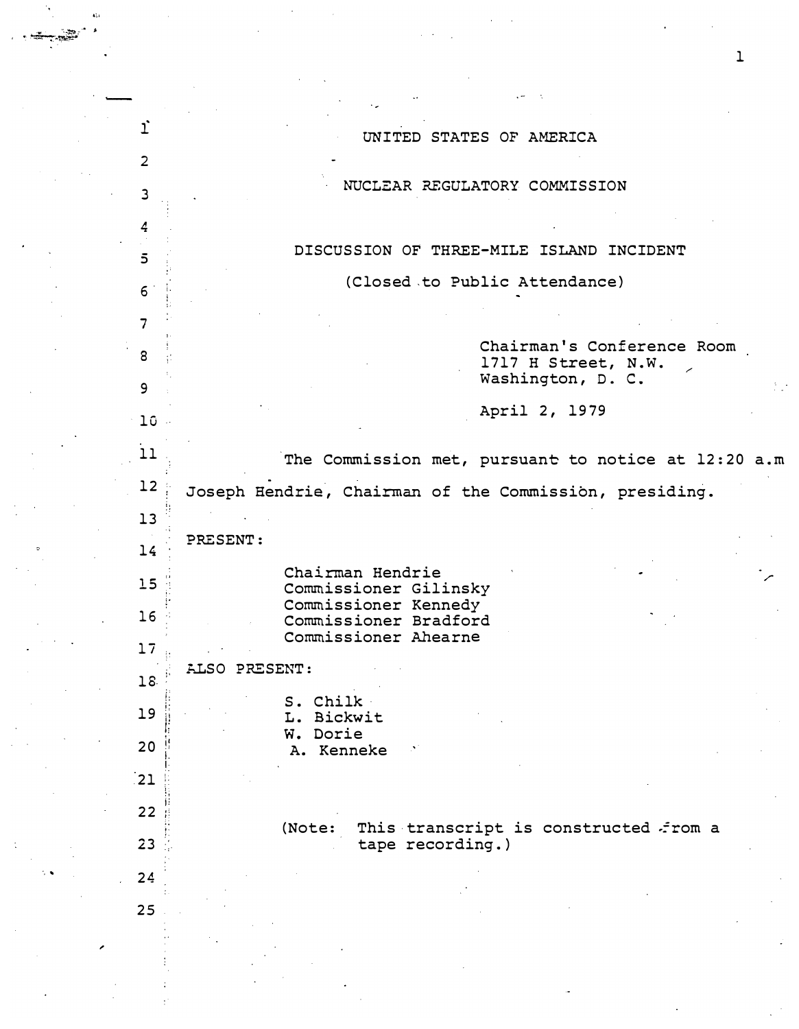UNITED STATES OF AMERICA

NUCLEAR REGULATORY COMMISSION

DISCUSSION OF THREE-MILE ISLAND INCIDENT

(Closed to Public Attendance)

Chairman's Conference Room
1717 H Street, N.W.
Washington, D. C.

April 2, 1979

The Commission met, pursuant to notice at 12:20 a.m
Joseph Hendrie, Chairman of the Commission, presiding.

PRESENT:

Chairman Hendrie
Commissioner Gilinsky
Commissioner Kennedy
Commissioner Bradford
Commissioner Ahearne

ALSO PRESENT:

S. Chilk
L. Bickwit
W. Dorie
A. Kenneke

(Note: This transcript is constructed from a tape recording.)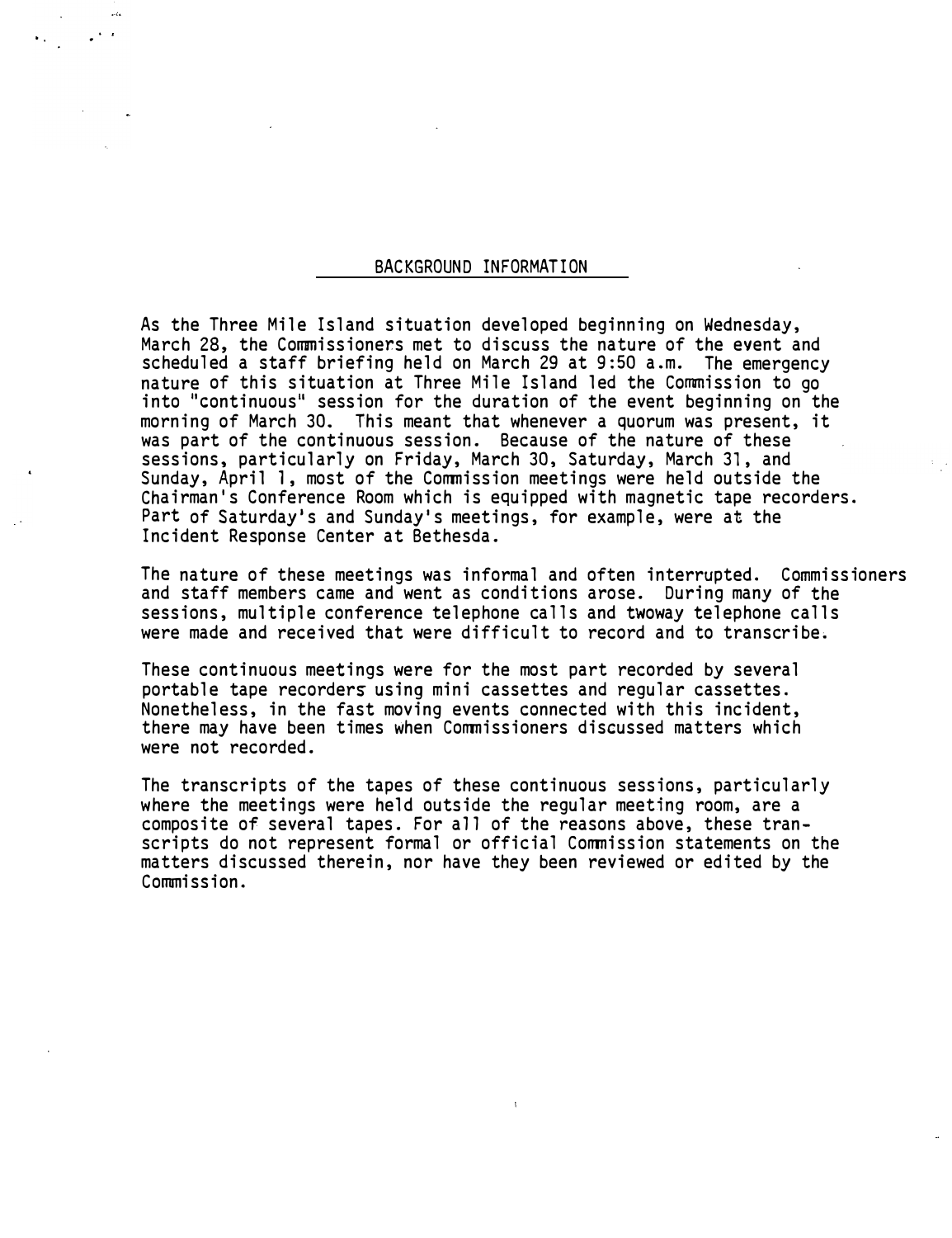## BACKGROUND INFORMATION

As the Three Mile Island situation developed beginning on Wednesday, March 28, the Commissioners met to discuss the nature of the event and scheduled a staff briefing held on March 29 at 9:50 a.m. The emergency nature of this situation at Three Mile Island led the Commission to go into "continuous" session for the duration of the event beginning on the morning of March 30. This meant that whenever a quorum was present, it was part of the continuous session. Because of the nature of these sessions, particularly on Friday, March 30, Saturday, March 31, and Sunday, April 1, most of the Commission meetings were held outside the Chairman's Conference Room which is equipped with magnetic tape recorders. Part of Saturday's and Sunday's meetings, for example, were at the Incident Response Center at Bethesda.

The nature of these meetings was informal and often interrupted. Commissioners and staff members came and went as conditions arose. During many of the sessions, multiple conference telephone calls and twoway telephone calls were made and received that were difficult to record and to transcribe.

These continuous meetings were for the most part recorded by several portable tape recorders using mini cassettes and regular cassettes. Nonetheless, in the fast moving events connected with this incident, there may have been times when Commissioners discussed matters which were not recorded.

The transcripts of the tapes of these continuous sessions, particularly where the meetings were held outside the regular meeting room, are a composite of several tapes. For all of the reasons above, these transcripts do not represent formal or official Commission statements on the matters discussed therein, nor have they been reviewed or edited by the Commission.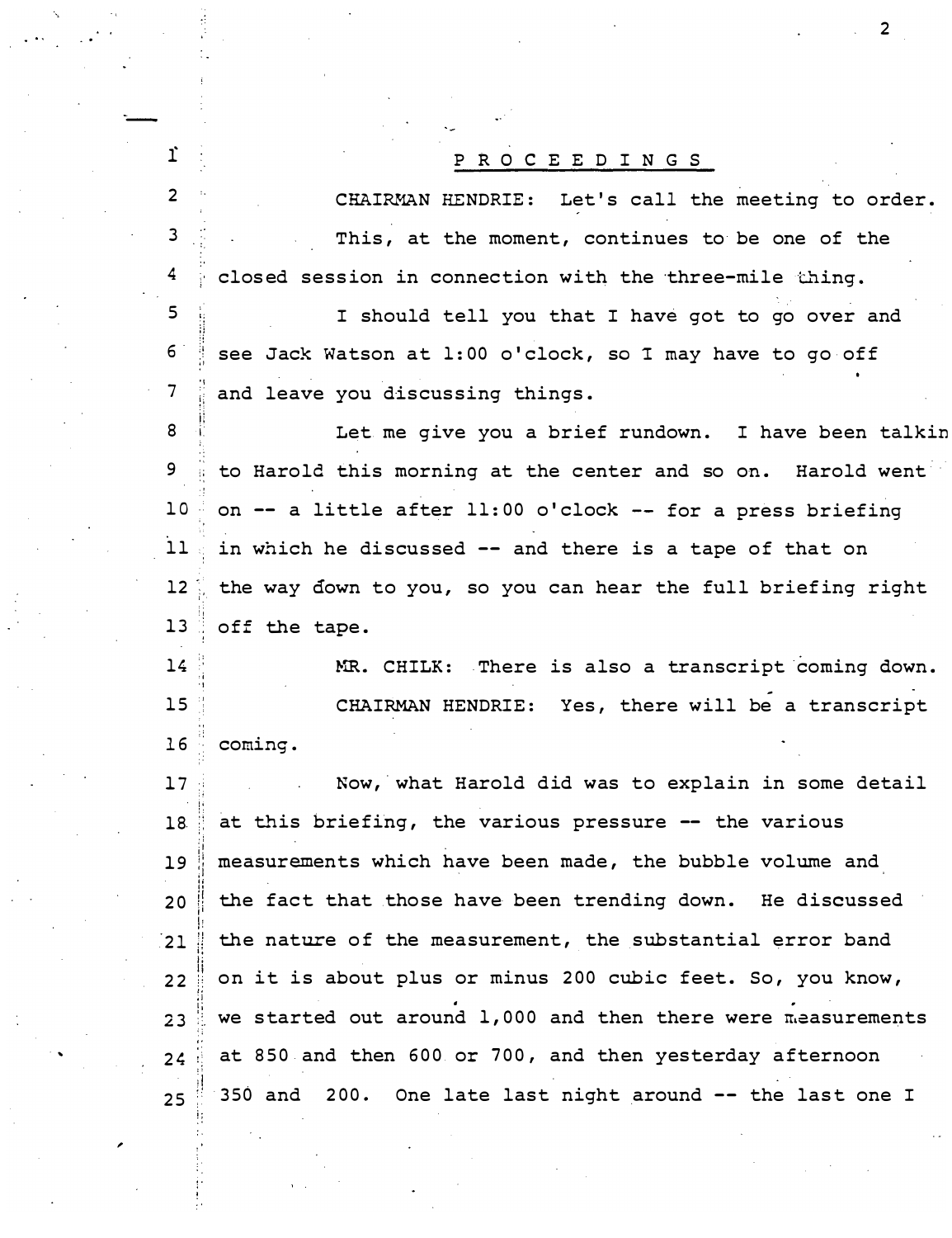## P R O C E E D I N G S

CHAIRMAN HENDRIE: Let's call the meeting to order.

This, at the moment, continues to be one of the closed session in connection with the three-mile thing.

I should tell you that I have got to go over and see Jack Watson at 1:00 o'clock, so I may have to go off and leave you discussing things.

Let me give you a brief rundown. I have been talkin to Harold this morning at the center and so on. Harold went on -- a little after 11:00 o'clock -- for a press briefing in which he discussed -- and there is a tape of that on the way down to you, so you can hear the full briefing right off the tape.

MR. CHILK: There is also a transcript coming down.

CHAIRMAN HENDRIE: Yes, there will be a transcript coming.

Now, what Harold did was to explain in some detail at this briefing, the various pressure -- the various measurements which have been made, the bubble volume and the fact that those have been trending down. He discussed the nature of the measurement, the substantial error band on it is about plus or minus 200 cubic feet. So, you know, we started out around 1,000 and then there were measurements at 850 and then 600 or 700, and then yesterday afternoon 350 and 200. One late last night around -- the last one I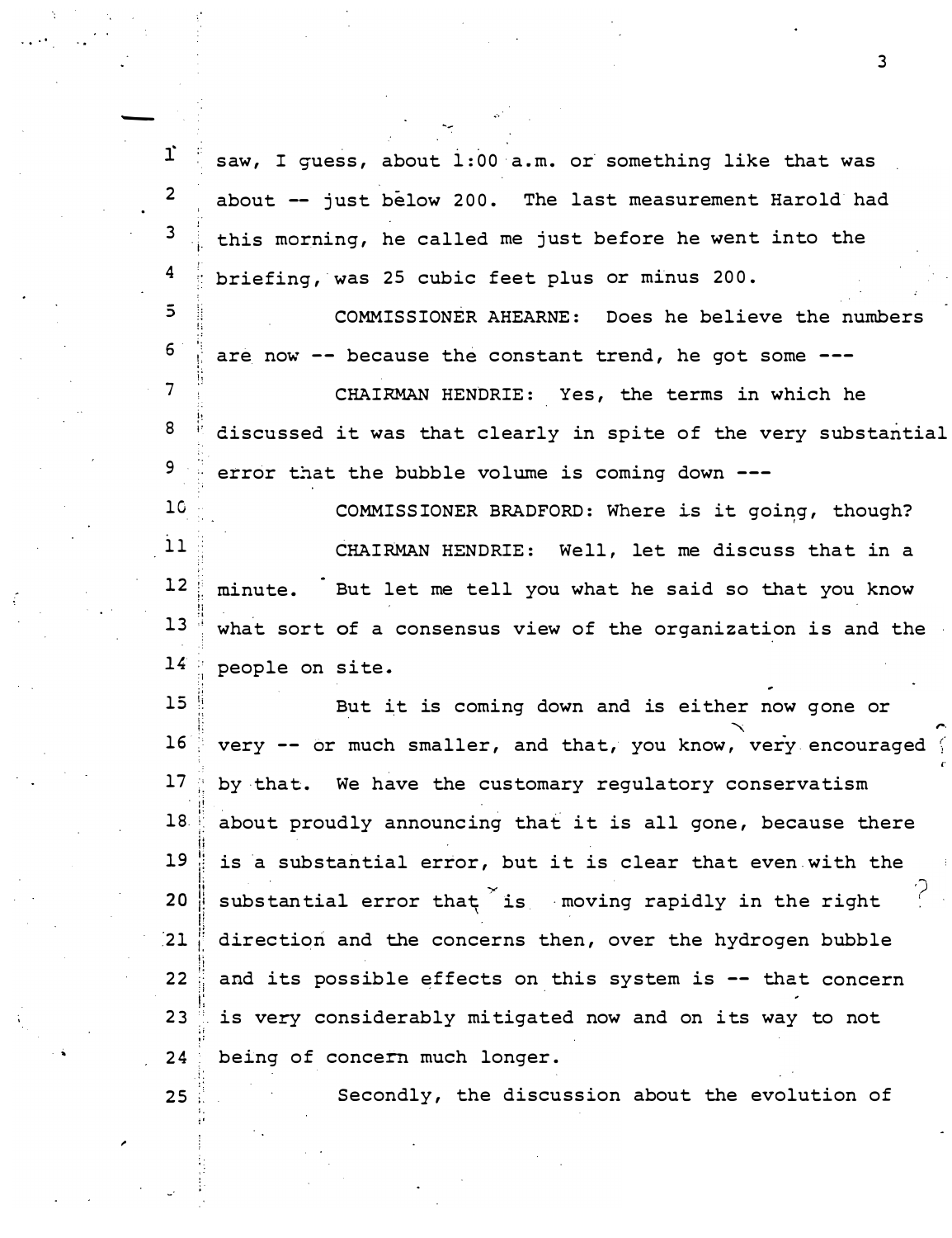saw, I guess, about 1:00 a.m. or something like that was about -- just below 200. The last measurement Harold had this morning, he called me just before he went into the briefing, was 25 cubic feet plus or minus 200.

COMMISSIONER AHEARNE: Does he believe the numbers are now -- because the constant trend, he got some ---

CHAIRMAN HENDRIE: Yes, the terms in which he discussed it was that clearly in spite of the very substantial error that the bubble volume is coming down ---

COMMISSIONER BRADFORD: Where is it going, though?

CHAIRMAN HENDRIE: Well, let me discuss that in a minute. But let me tell you what he said so that you know what sort of a consensus view of the organization is and the people on site.

But it is coming down and is either now gone or very -- or much smaller, and that, you know, very encouraged by that. We have the customary regulatory conservatism about proudly announcing that it is all gone, because there is a substantial error, but it is clear that even with the substantial error that is moving rapidly in the right direction and the concerns then, over the hydrogen bubble and its possible effects on this system is -- that concern is very considerably mitigated now and on its way to not being of concern much longer.

Secondly, the discussion about the evolution of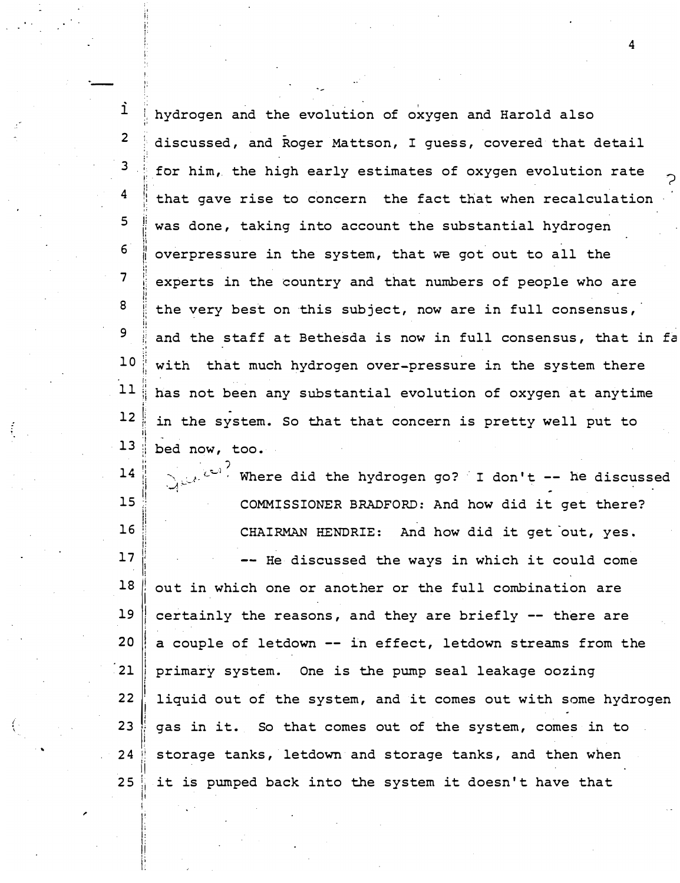hydrogen and the evolution of oxygen and Harold also discussed, and Roger Mattson, I guess, covered that detail for him, the high early estimates of oxygen evolution rate that gave rise to concern the fact that when recalculation was done, taking into account the substantial hydrogen overpressure in the system, that we got out to all the experts in the country and that numbers of people who are the very best on this subject, now are in full consensus, and the staff at Bethesda is now in full consensus, that in fa with that much hydrogen over-pressure in the system there has not been any substantial evolution of oxygen at anytime in the system. So that that concern is pretty well put to bed now, too.

Where did the hydrogen go? I don't -- he discussed

COMMISSIONER BRADFORD: And how did it get there?

CHAIRMAN HENDRIE: And how did it get out, yes.

-- He discussed the ways in which it could come out in which one or another or the full combination are certainly the reasons, and they are briefly -- there are a couple of letdown -- in effect, letdown streams from the primary system. One is the pump seal leakage oozing liquid out of the system, and it comes out with some hydrogen gas in it. So that comes out of the system, comes in to storage tanks, letdown and storage tanks, and then when it is pumped back into the system it doesn't have that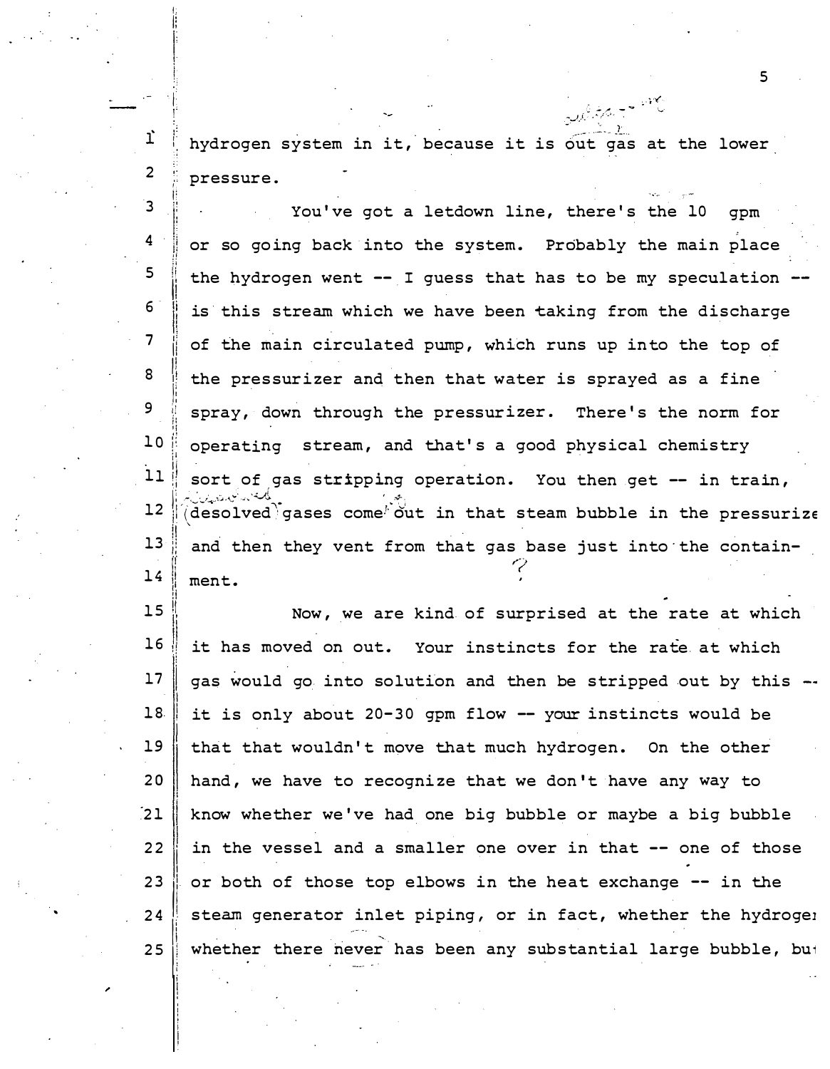hydrogen system in it, because it is out gas at the lower pressure.

You've got a letdown line, there's the 10 gpm or so going back into the system. Probably the main place the hydrogen went -- I guess that has to be my speculation -- is this stream which we have been taking from the discharge of the main circulated pump, which runs up into the top of the pressurizer and then that water is sprayed as a fine spray, down through the pressurizer. There's the norm for operating stream, and that's a good physical chemistry sort of gas stripping operation. You then get -- in train, (desolved gases come out in that steam bubble in the pressurize and then they vent from that gas base just into the containment.

Now, we are kind of surprised at the rate at which it has moved on out. Your instincts for the rate at which gas would go into solution and then be stripped out by this -- it is only about 20-30 gpm flow -- your instincts would be that that wouldn't move that much hydrogen. On the other hand, we have to recognize that we don't have any way to know whether we've had one big bubble or maybe a big bubble in the vessel and a smaller one over in that -- one of those or both of those top elbows in the heat exchange -- in the steam generator inlet piping, or in fact, whether the hydroge whether there never has been any substantial large bubble, bu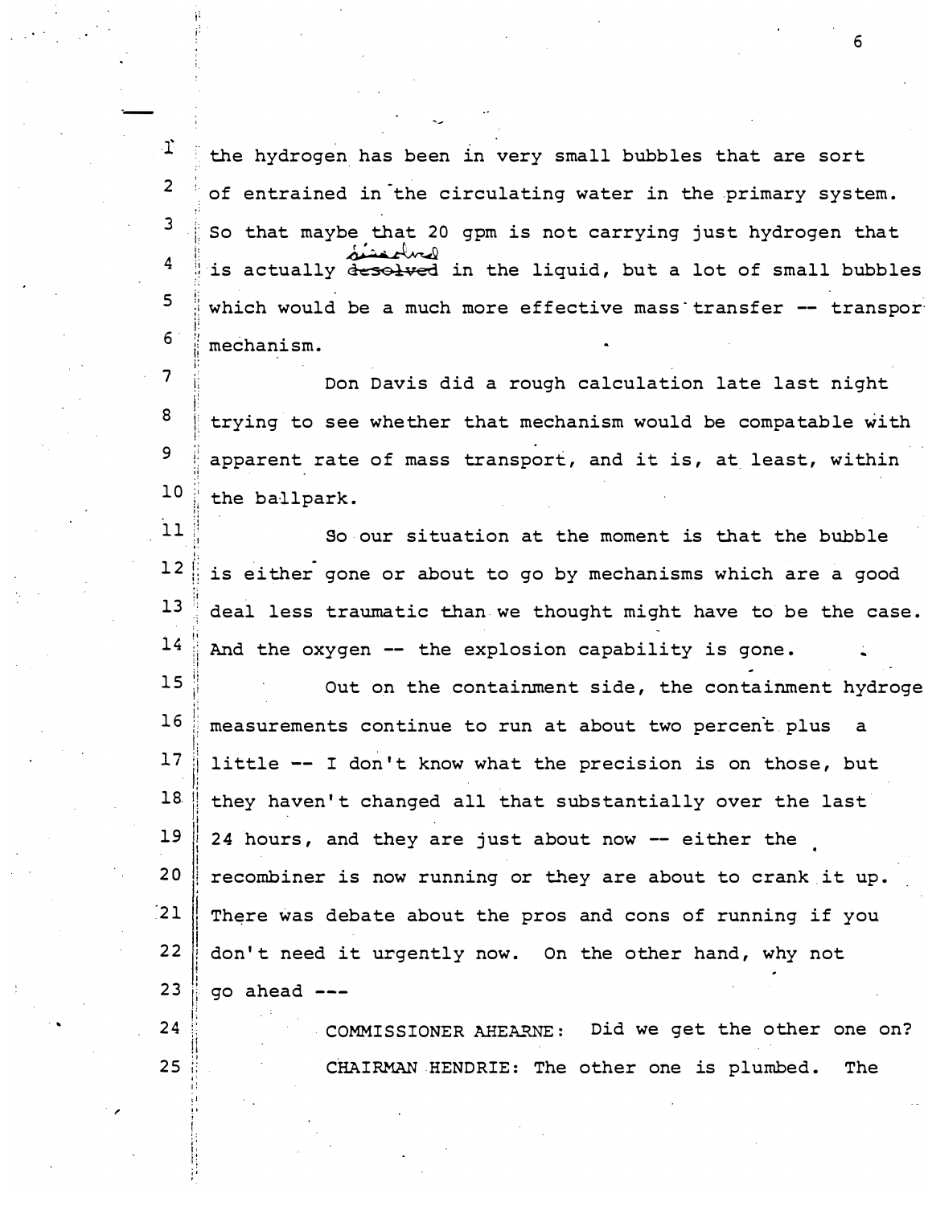the hydrogen has been in very small bubbles that are sort of entrained in the circulating water in the primary system. So that maybe that 20 gpm is not carrying just hydrogen that is actually dissolved in the liquid, but a lot of small bubbles which would be a much more effective mass transfer -- transpor mechanism.

Don Davis did a rough calculation late last night trying to see whether that mechanism would be compatable with apparent rate of mass transport, and it is, at least, within the ballpark.

So our situation at the moment is that the bubble is either gone or about to go by mechanisms which are a good deal less traumatic than we thought might have to be the case. And the oxygen -- the explosion capability is gone.

Out on the containment side, the containment hydroge measurements continue to run at about two percent plus a little -- I don't know what the precision is on those, but they haven't changed all that substantially over the last 24 hours, and they are just about now -- either the recombiner is now running or they are about to crank it up. There was debate about the pros and cons of running if you don't need it urgently now. On the other hand, why not go ahead ---

COMMISSIONER AHEARNE: Did we get the other one on?

CHAIRMAN HENDRIE: The other one is plumbed. The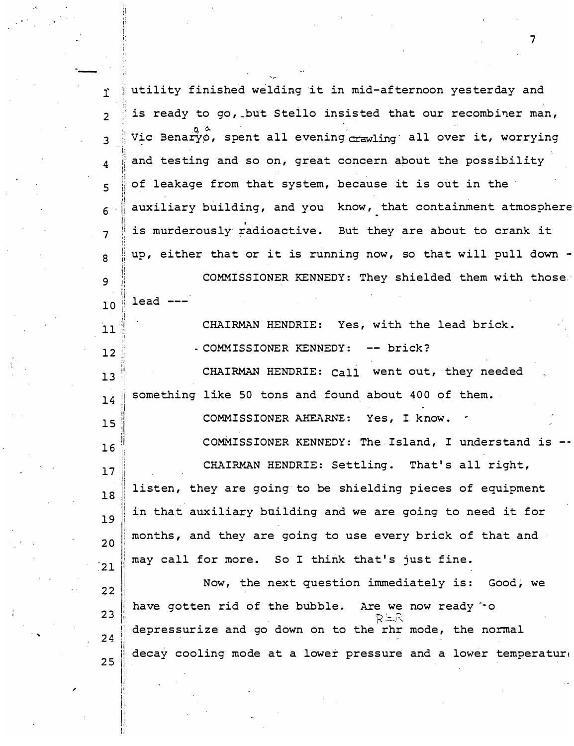utility finished welding it in mid-afternoon yesterday and is ready to go, but Stello insisted that our recombiner man, Vic Benaryo, spent all evening crawling all over it, worrying and testing and so on, great concern about the possibility of leakage from that system, because it is out in the auxiliary building, and you know, that containment atmosphere is murderously radioactive. But they are about to crank it up, either that or it is running now, so that will pull down -

COMMISSIONER KENNEDY: They shielded them with those lead ---

CHAIRMAN HENDRIE: Yes, with the lead brick.

COMMISSIONER KENNEDY: -- brick?

CHAIRMAN HENDRIE: Call went out, they needed something like 50 tons and found about 400 of them.

COMMISSIONER AHEARNE: Yes, I know.

COMMISSIONER KENNEDY: The Island, I understand is --

CHAIRMAN HENDRIE: Settling. That's all right, listen, they are going to be shielding pieces of equipment in that auxiliary building and we are going to need it for months, and they are going to use every brick of that and may call for more. So I think that's just fine.

Now, the next question immediately is: Good, we have gotten rid of the bubble. Are we now ready to depressurize and go down on to the rhr mode, the normal decay cooling mode at a lower pressure and a lower temperature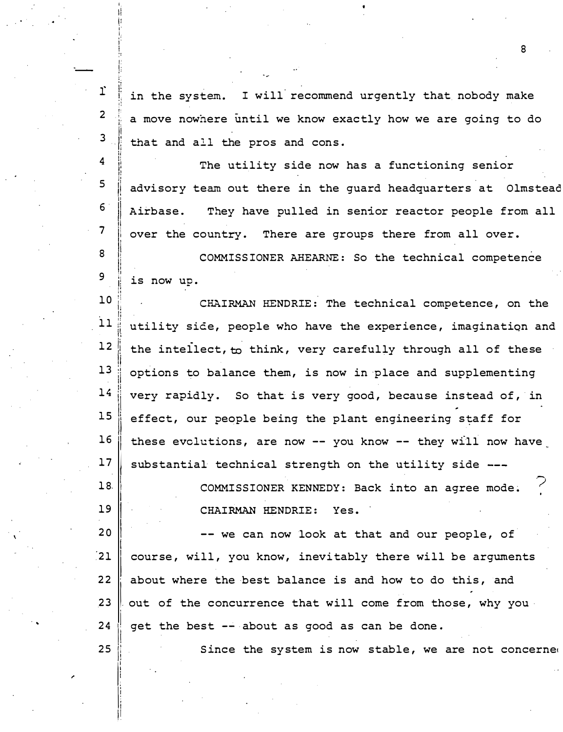in the system. I will recommend urgently that nobody make a move nowhere until we know exactly how we are going to do that and all the pros and cons.

The utility side now has a functioning senior advisory team out there in the guard headquarters at Olmstead Airbase. They have pulled in senior reactor people from all over the country. There are groups there from all over.

COMMISSIONER AHEARNE: So the technical competence is now up.

CHAIRMAN HENDRIE: The technical competence, on the utility side, people who have the experience, imagination and the intellect, to think, very carefully through all of these options to balance them, is now in place and supplementing very rapidly. So that is very good, because instead of, in effect, our people being the plant engineering staff for these evolutions, are now -- you know -- they will now have substantial technical strength on the utility side ---

COMMISSIONER KENNEDY: Back into an agree mode. ?

CHAIRMAN HENDRIE: Yes.

-- we can now look at that and our people, of course, will, you know, inevitably there will be arguments about where the best balance is and how to do this, and out of the concurrence that will come from those, why you get the best -- about as good as can be done.

Since the system is now stable, we are not concerned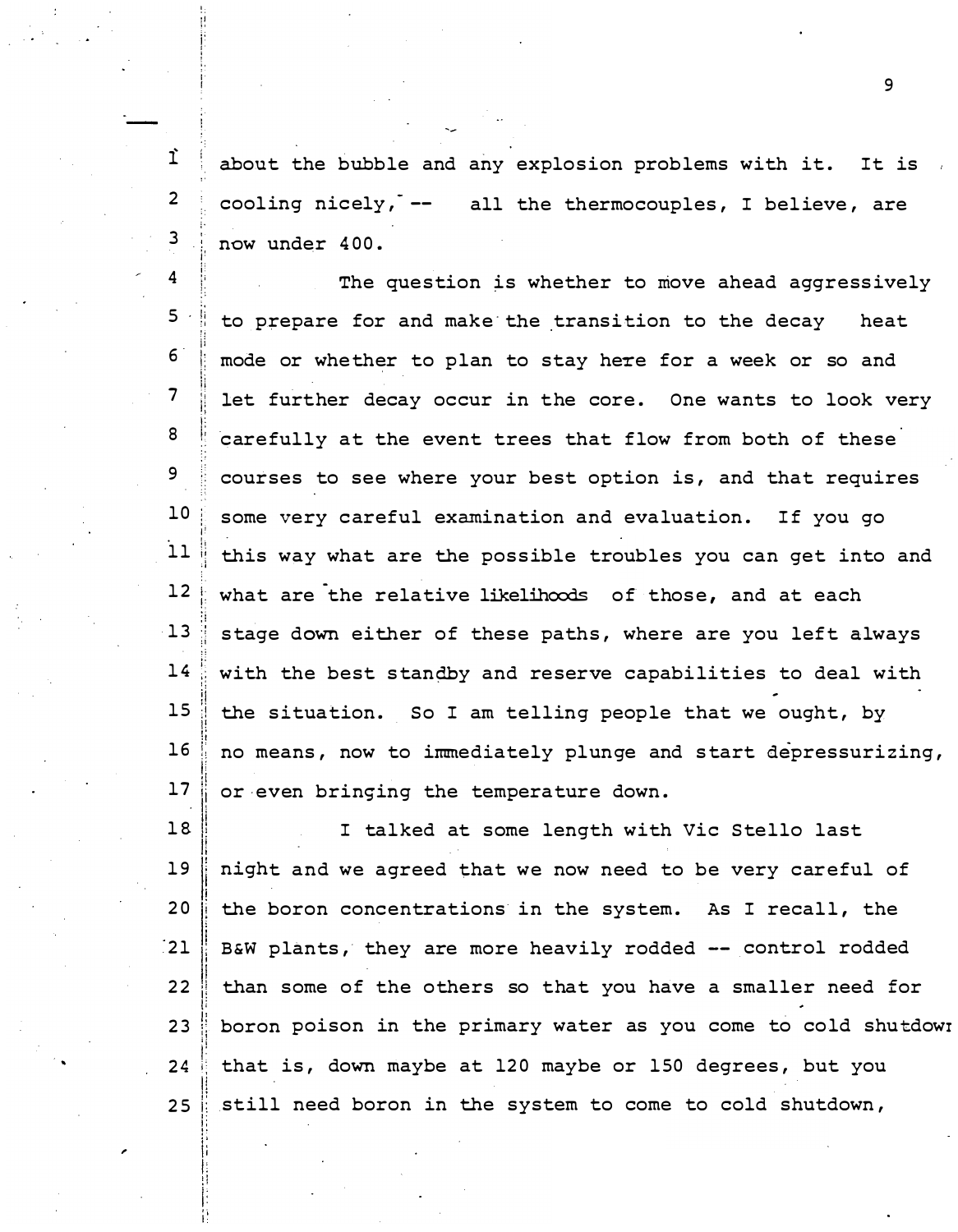about the bubble and any explosion problems with it. It is cooling nicely, -- all the thermocouples, I believe, are now under 400.

The question is whether to move ahead aggressively to prepare for and make the transition to the decay heat mode or whether to plan to stay here for a week or so and let further decay occur in the core. One wants to look very carefully at the event trees that flow from both of these courses to see where your best option is, and that requires some very careful examination and evaluation. If you go this way what are the possible troubles you can get into and what are the relative likelihoods of those, and at each stage down either of these paths, where are you left always with the best standby and reserve capabilities to deal with the situation. So I am telling people that we ought, by no means, now to immediately plunge and start depressurizing, or even bringing the temperature down.

I talked at some length with Vic Stello last night and we agreed that we now need to be very careful of the boron concentrations in the system. As I recall, the B&W plants, they are more heavily rodded -- control rodded than some of the others so that you have a smaller need for boron poison in the primary water as you come to cold shutdown that is, down maybe at 120 maybe or 150 degrees, but you still need boron in the system to come to cold shutdown,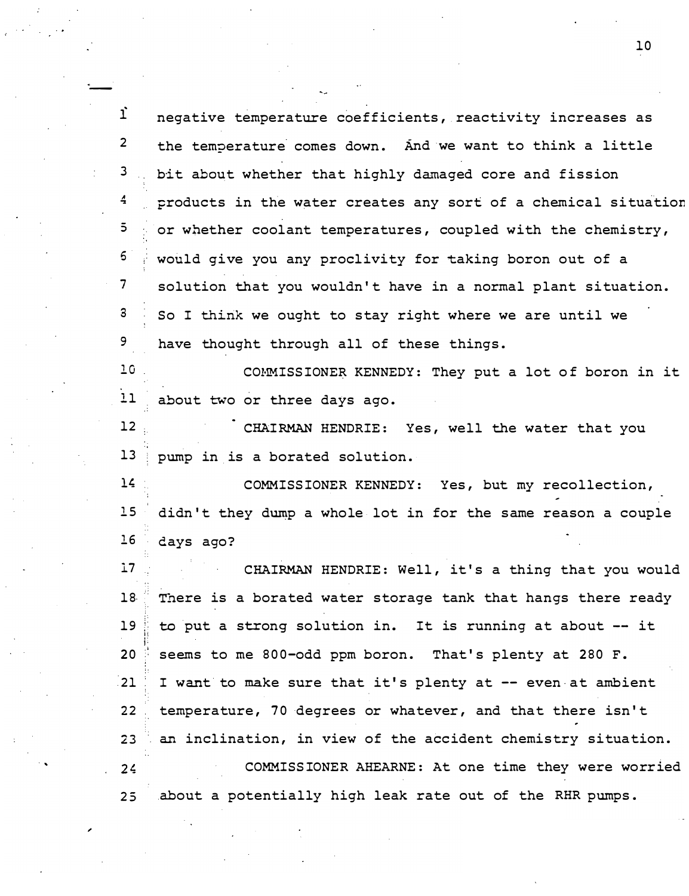negative temperature coefficients, reactivity increases as the temperature comes down. And we want to think a little bit about whether that highly damaged core and fission products in the water creates any sort of a chemical situation or whether coolant temperatures, coupled with the chemistry, would give you any proclivity for taking boron out of a solution that you wouldn't have in a normal plant situation. So I think we ought to stay right where we are until we have thought through all of these things.

COMMISSIONER KENNEDY: They put a lot of boron in it about two or three days ago.

CHAIRMAN HENDRIE: Yes, well the water that you pump in is a borated solution.

COMMISSIONER KENNEDY: Yes, but my recollection, didn't they dump a whole lot in for the same reason a couple days ago?

CHAIRMAN HENDRIE: Well, it's a thing that you would There is a borated water storage tank that hangs there ready to put a strong solution in. It is running at about -- it seems to me 800-odd ppm boron. That's plenty at 280 F. I want to make sure that it's plenty at -- even at ambient temperature, 70 degrees or whatever, and that there isn't an inclination, in view of the accident chemistry situation.

COMMISSIONER AHEARNE: At one time they were worried about a potentially high leak rate out of the RHR pumps.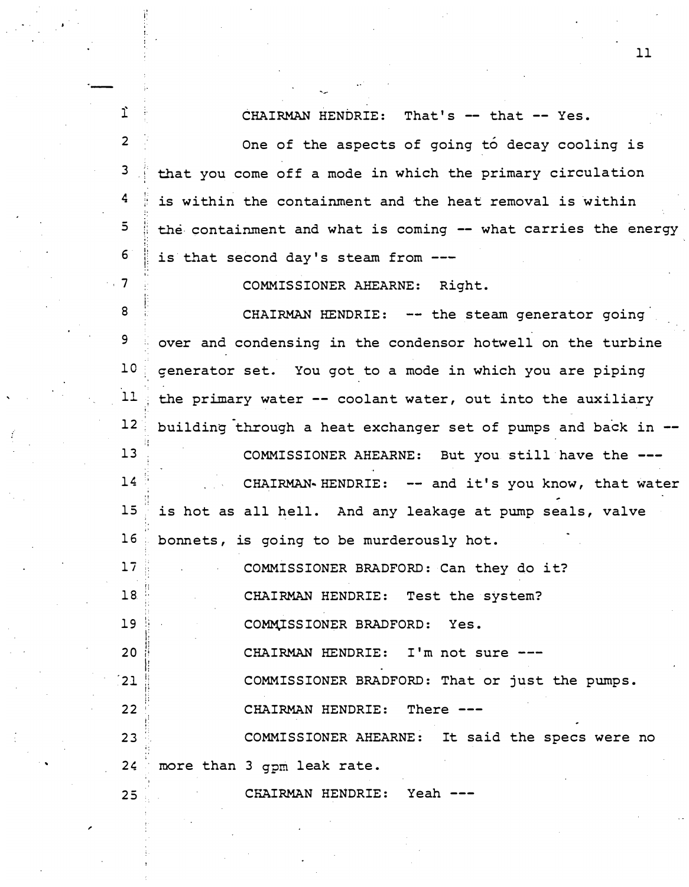CHAIRMAN HENDRIE: That's -- that -- Yes.

One of the aspects of going to decay cooling is that you come off a mode in which the primary circulation is within the containment and the heat removal is within the containment and what is coming -- what carries the energy is that second day's steam from ---

COMMISSIONER AHEARNE: Right.

CHAIRMAN HENDRIE: -- the steam generator going over and condensing in the condensor hotwell on the turbine generator set. You got to a mode in which you are piping the primary water -- coolant water, out into the auxiliary building through a heat exchanger set of pumps and back in --

COMMISSIONER AHEARNE: But you still have the ---

CHAIRMAN HENDRIE: -- and it's you know, that water is hot as all hell. And any leakage at pump seals, valve bonnets, is going to be murderously hot.

COMMISSIONER BRADFORD: Can they do it?

CHAIRMAN HENDRIE: Test the system?

COMMISSIONER BRADFORD: Yes.

CHAIRMAN HENDRIE: I'm not sure ---

COMMISSIONER BRADFORD: That or just the pumps.

CHAIRMAN HENDRIE: There ---

COMMISSIONER AHEARNE: It said the specs were no more than 3 gpm leak rate.

CHAIRMAN HENDRIE: Yeah ---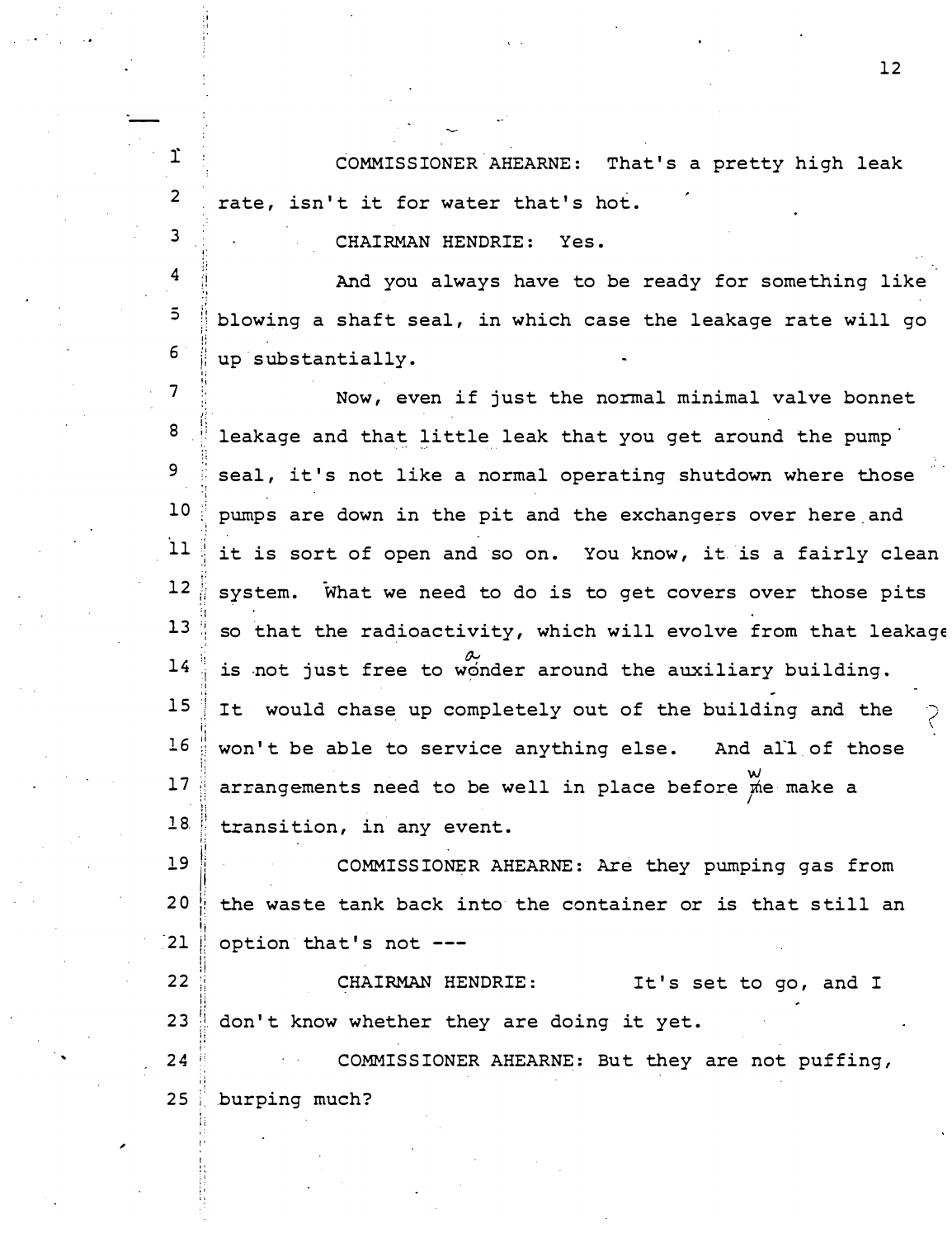COMMISSIONER AHEARNE: That's a pretty high leak rate, isn't it for water that's hot.

CHAIRMAN HENDRIE: Yes.

And you always have to be ready for something like blowing a shaft seal, in which case the leakage rate will go up substantially.

Now, even if just the normal minimal valve bonnet leakage and that little leak that you get around the pump seal, it's not like a normal operating shutdown where those pumps are down in the pit and the exchangers over here and it is sort of open and so on. You know, it is a fairly clean system. What we need to do is to get covers over those pits so that the radioactivity, which will evolve from that leakage is not just free to wander around the auxiliary building. It would chase up completely out of the building and the won't be able to service anything else. And all of those arrangements need to be well in place before we make a transition, in any event.

COMMISSIONER AHEARNE: Are they pumping gas from the waste tank back into the container or is that still an option that's not ---

CHAIRMAN HENDRIE: It's set to go, and I don't know whether they are doing it yet.

COMMISSIONER AHEARNE: But they are not puffing, burping much?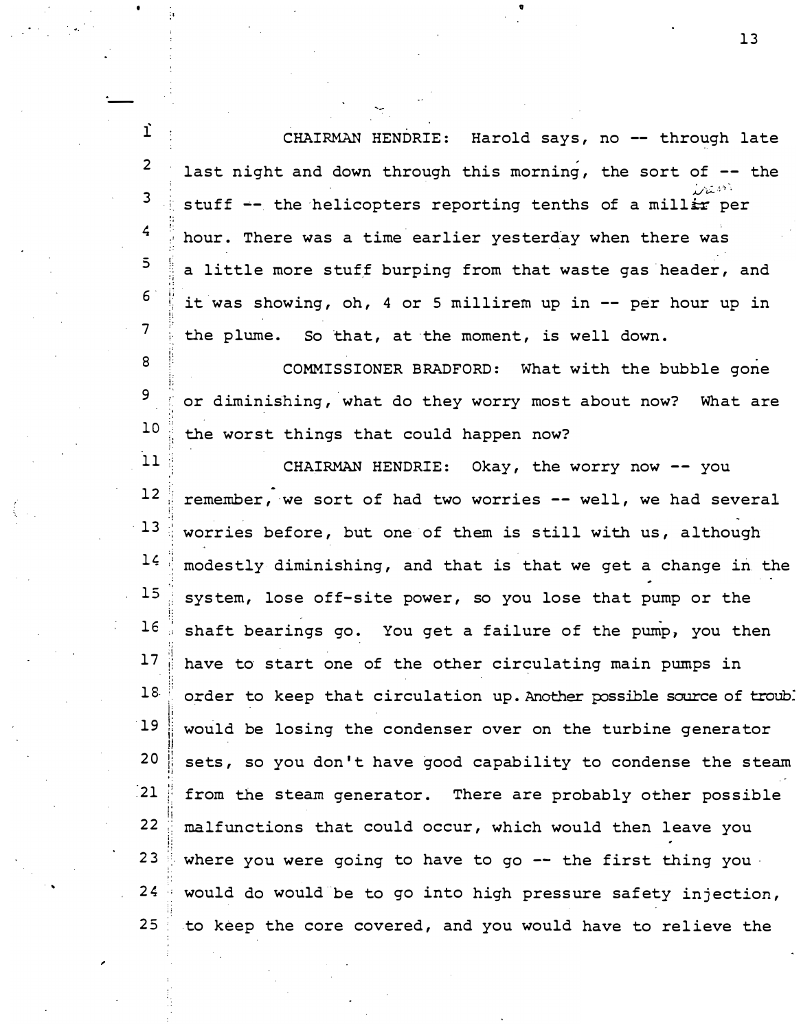CHAIRMAN HENDRIE: Harold says, no -- through late last night and down through this morning, the sort of -- the stuff -- the helicopters reporting tenths of a millirem per hour. There was a time earlier yesterday when there was a little more stuff burping from that waste gas header, and it was showing, oh, 4 or 5 millirem up in -- per hour up in the plume. So that, at the moment, is well down.

COMMISSIONER BRADFORD: What with the bubble gone or diminishing, what do they worry most about now? What are the worst things that could happen now?

CHAIRMAN HENDRIE: Okay, the worry now -- you remember, we sort of had two worries -- well, we had several worries before, but one of them is still with us, although modestly diminishing, and that is that we get a change in the system, lose off-site power, so you lose that pump or the shaft bearings go. You get a failure of the pump, you then have to start one of the other circulating main pumps in order to keep that circulation up. Another possible source of troubl would be losing the condenser over on the turbine generator sets, so you don't have good capability to condense the steam from the steam generator. There are probably other possible malfunctions that could occur, which would then leave you where you were going to have to go -- the first thing you would do would be to go into high pressure safety injection, to keep the core covered, and you would have to relieve the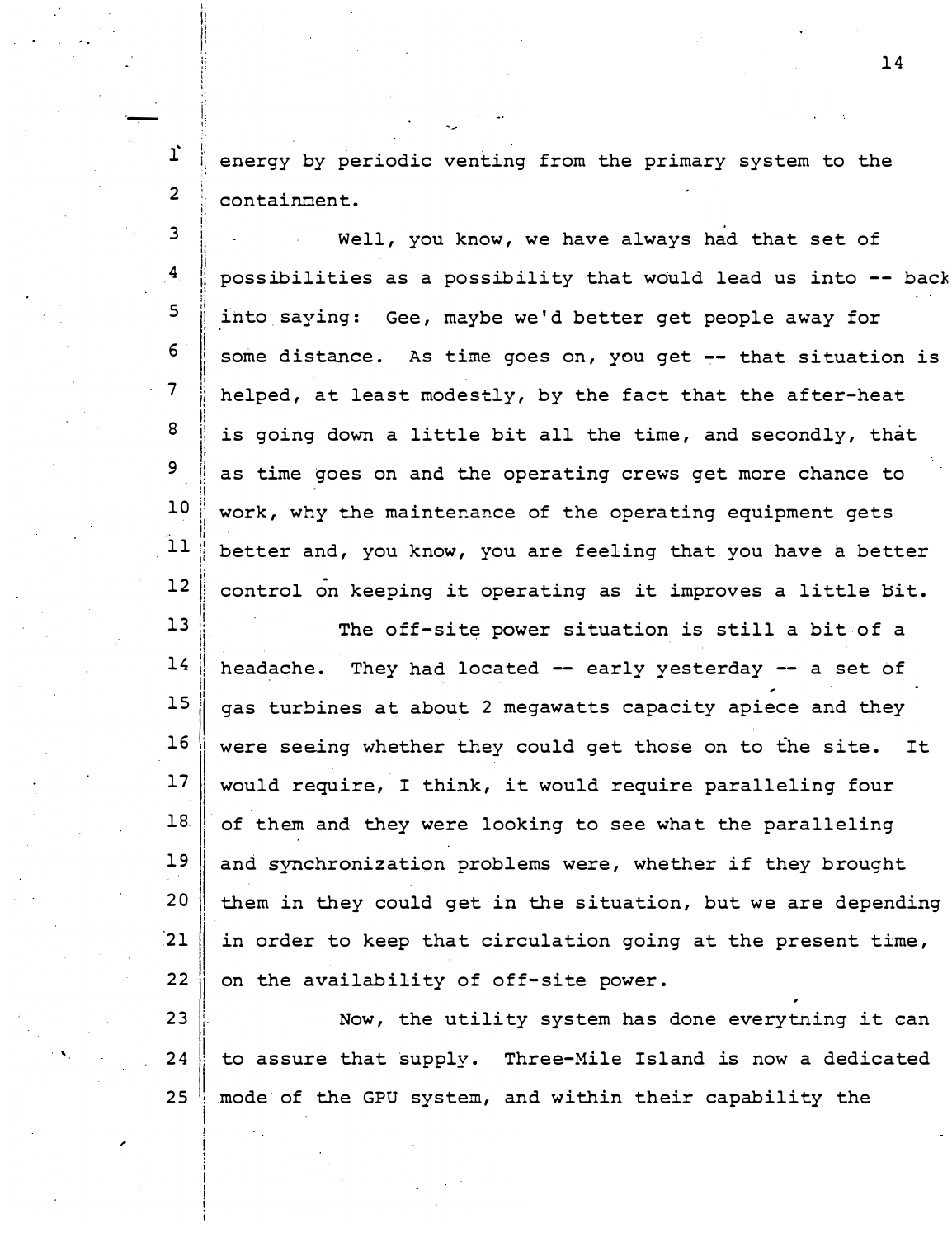energy by periodic venting from the primary system to the containment.

Well, you know, we have always had that set of possibilities as a possibility that would lead us into -- back into saying: Gee, maybe we'd better get people away for some distance. As time goes on, you get -- that situation is helped, at least modestly, by the fact that the after-heat is going down a little bit all the time, and secondly, that as time goes on and the operating crews get more chance to work, why the maintenance of the operating equipment gets better and, you know, you are feeling that you have a better control on keeping it operating as it improves a little bit.

The off-site power situation is still a bit of a headache. They had located -- early yesterday -- a set of gas turbines at about 2 megawatts capacity apiece and they were seeing whether they could get those on to the site. It would require, I think, it would require paralleling four of them and they were looking to see what the paralleling and synchronization problems were, whether if they brought them in they could get in the situation, but we are depending in order to keep that circulation going at the present time, on the availability of off-site power.

Now, the utility system has done everytning it can to assure that supply. Three-Mile Island is now a dedicated mode of the GPU system, and within their capability the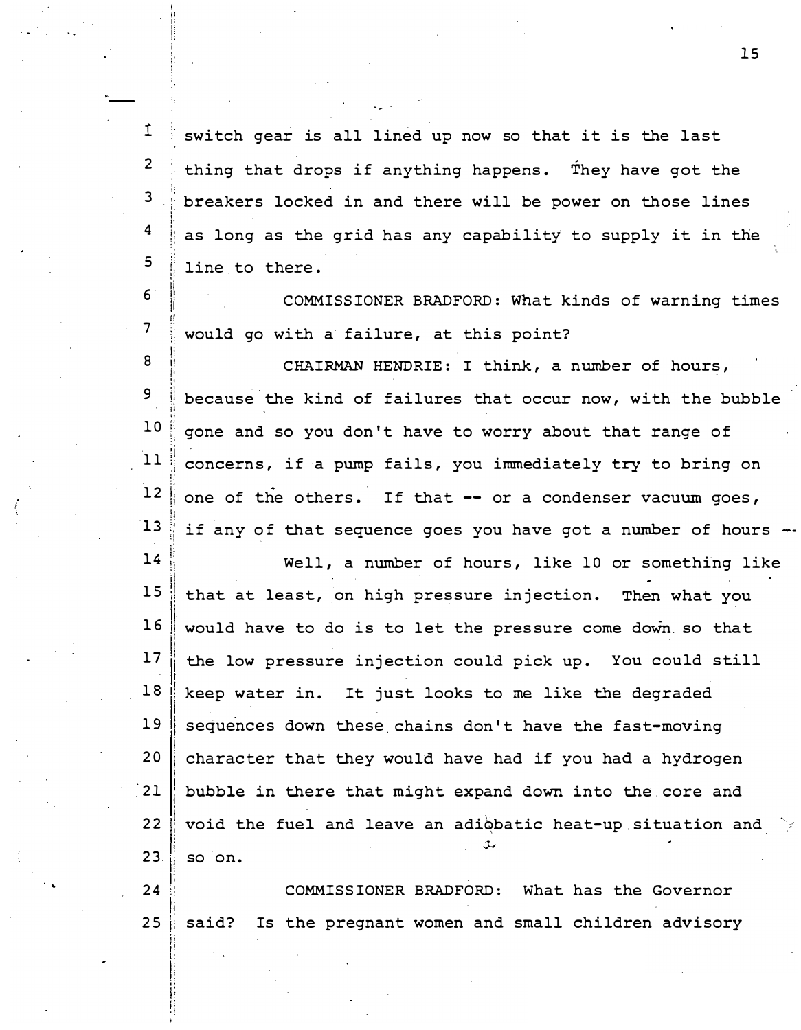switch gear is all lined up now so that it is the last thing that drops if anything happens. They have got the breakers locked in and there will be power on those lines as long as the grid has any capability to supply it in the line to there.

COMMISSIONER BRADFORD: What kinds of warning times would go with a failure, at this point?

CHAIRMAN HENDRIE: I think, a number of hours, because the kind of failures that occur now, with the bubble gone and so you don't have to worry about that range of concerns, if a pump fails, you immediately try to bring on one of the others. If that -- or a condenser vacuum goes, if any of that sequence goes you have got a number of hours --

Well, a number of hours, like 10 or something like that at least, on high pressure injection. Then what you would have to do is to let the pressure come down so that the low pressure injection could pick up. You could still keep water in. It just looks to me like the degraded sequences down these chains don't have the fast-moving character that they would have had if you had a hydrogen bubble in there that might expand down into the core and void the fuel and leave an adiobatic heat-up situation and so on.

COMMISSIONER BRADFORD: What has the Governor said? Is the pregnant women and small children advisory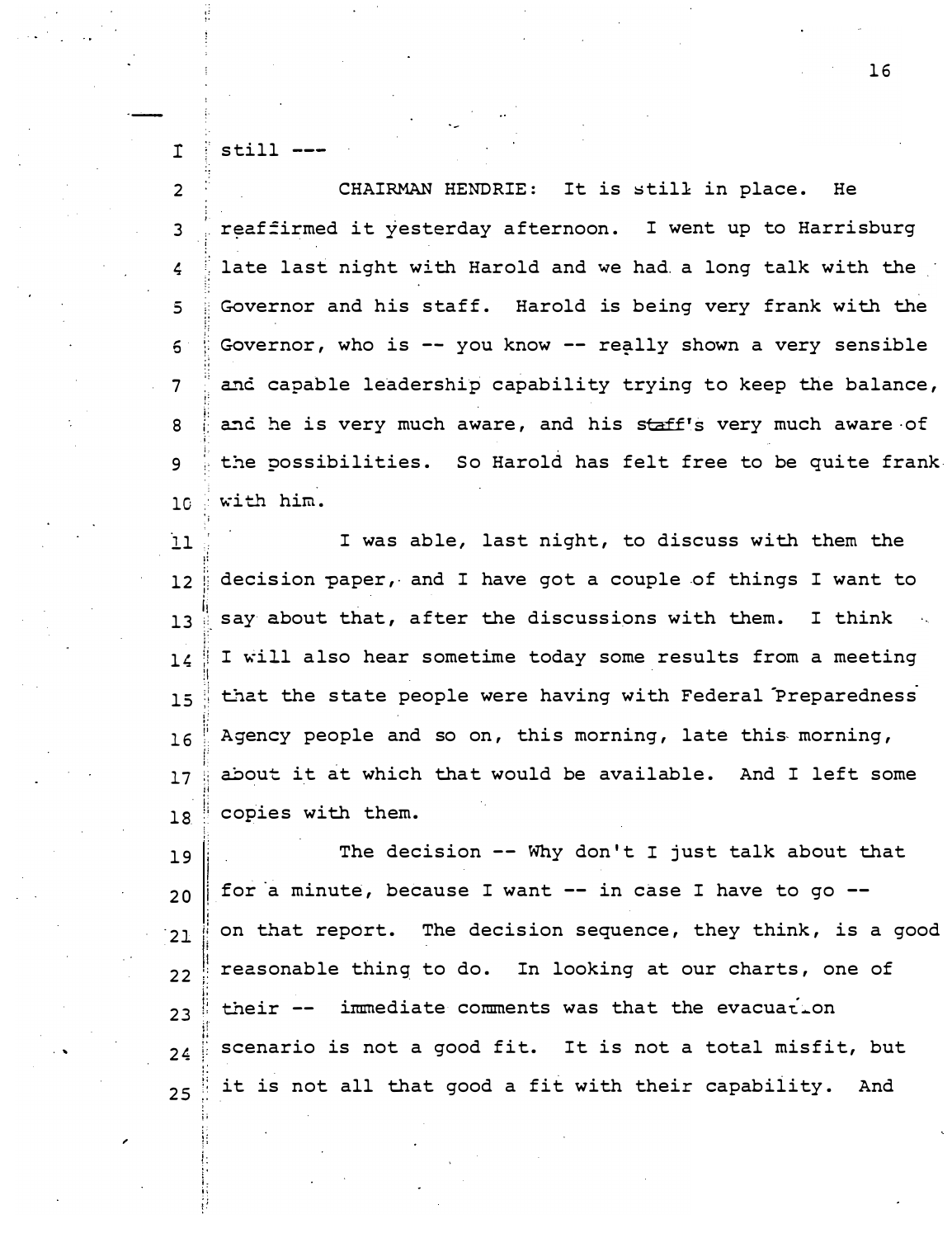still ---

CHAIRMAN HENDRIE: It is still in place. He reaffirmed it yesterday afternoon. I went up to Harrisburg late last night with Harold and we had a long talk with the Governor and his staff. Harold is being very frank with the Governor, who is -- you know -- really shown a very sensible and capable leadership capability trying to keep the balance, and he is very much aware, and his staff's very much aware of the possibilities. So Harold has felt free to be quite frank with him.

I was able, last night, to discuss with them the decision paper, and I have got a couple of things I want to say about that, after the discussions with them. I think I will also hear sometime today some results from a meeting that the state people were having with Federal Preparedness Agency people and so on, this morning, late this morning, about it at which that would be available. And I left some copies with them.

The decision -- Why don't I just talk about that for a minute, because I want -- in case I have to go -- on that report. The decision sequence, they think, is a good reasonable thing to do. In looking at our charts, one of their -- immediate comments was that the evacuation scenario is not a good fit. It is not a total misfit, but it is not all that good a fit with their capability. And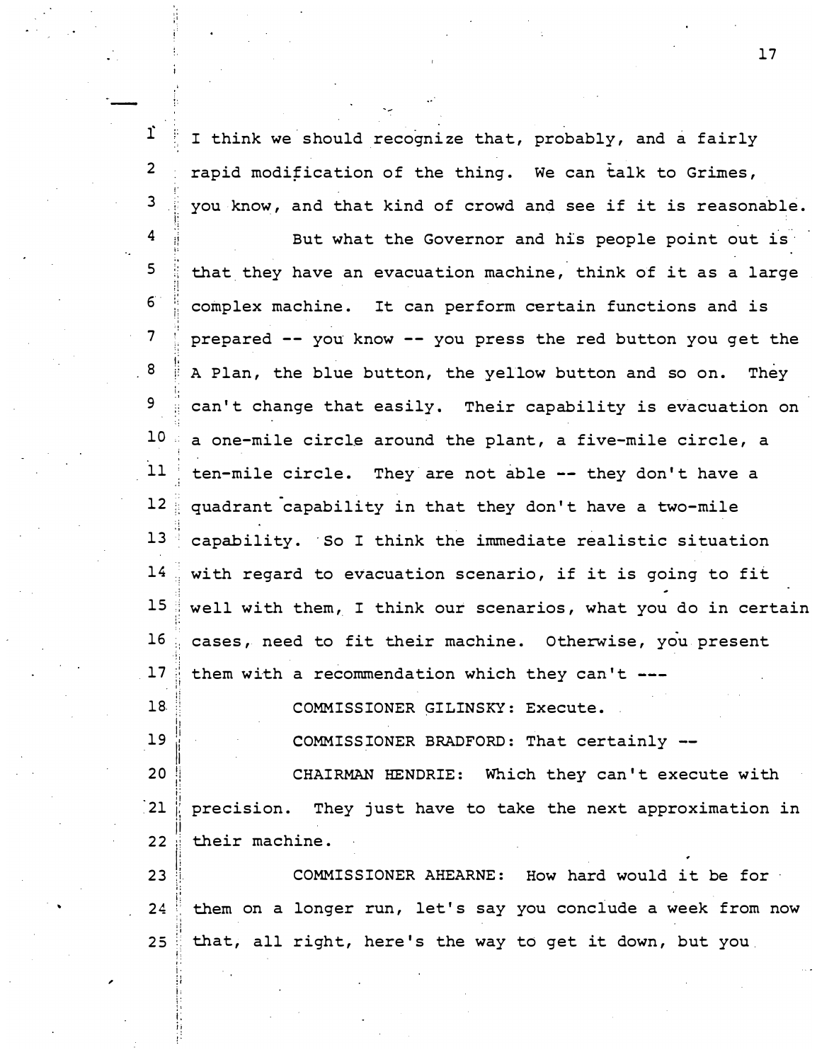I think we should recognize that, probably, and a fairly rapid modification of the thing. We can talk to Grimes, you know, and that kind of crowd and see if it is reasonable.

But what the Governor and his people point out is that they have an evacuation machine, think of it as a large complex machine. It can perform certain functions and is prepared -- you know -- you press the red button you get the A Plan, the blue button, the yellow button and so on. They can't change that easily. Their capability is evacuation on a one-mile circle around the plant, a five-mile circle, a ten-mile circle. They are not able -- they don't have a quadrant capability in that they don't have a two-mile capability. So I think the immediate realistic situation with regard to evacuation scenario, if it is going to fit well with them, I think our scenarios, what you do in certain cases, need to fit their machine. Otherwise, you present them with a recommendation which they can't ---

COMMISSIONER GILINSKY: Execute.

COMMISSIONER BRADFORD: That certainly --

CHAIRMAN HENDRIE: Which they can't execute with precision. They just have to take the next approximation in their machine.

COMMISSIONER AHEARNE: How hard would it be for them on a longer run, let's say you conclude a week from now that, all right, here's the way to get it down, but you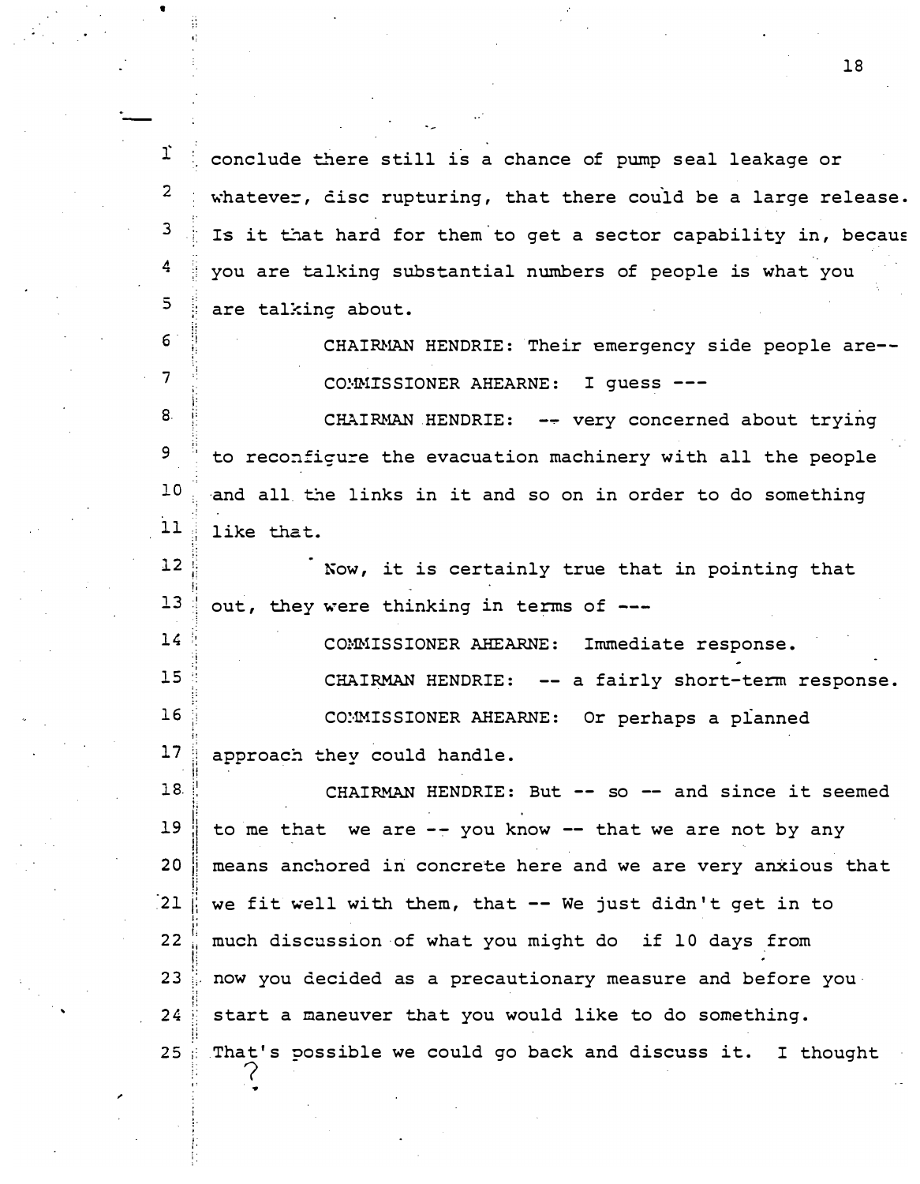conclude there still is a chance of pump seal leakage or whatever, disc rupturing, that there could be a large release. Is it that hard for them to get a sector capability in, becaus you are talking substantial numbers of people is what you are talking about.

CHAIRMAN HENDRIE: Their emergency side people are--

COMMISSIONER AHEARNE: I guess ---

CHAIRMAN HENDRIE: -- very concerned about trying to reconfigure the evacuation machinery with all the people and all the links in it and so on in order to do something like that.

Now, it is certainly true that in pointing that out, they were thinking in terms of ---

COMMISSIONER AHEARNE: Immediate response.

CHAIRMAN HENDRIE: -- a fairly short-term response.

COMMISSIONER AHEARNE: Or perhaps a planned approach they could handle.

CHAIRMAN HENDRIE: But -- so -- and since it seemed to me that we are -- you know -- that we are not by any means anchored in concrete here and we are very anxious that we fit well with them, that -- We just didn't get in to much discussion of what you might do if 10 days from now you decided as a precautionary measure and before you start a maneuver that you would like to do something. That's possible we could go back and discuss it. I thought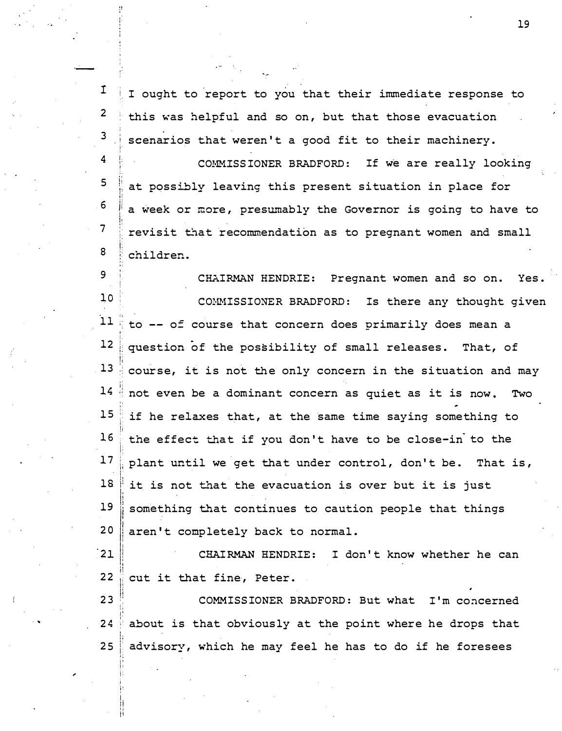I ought to report to you that their immediate response to this was helpful and so on, but that those evacuation scenarios that weren't a good fit to their machinery.

COMMISSIONER BRADFORD: If we are really looking at possibly leaving this present situation in place for a week or more, presumably the Governor is going to have to revisit that recommendation as to pregnant women and small children.

CHAIRMAN HENDRIE: Pregnant women and so on. Yes.

COMMISSIONER BRADFORD: Is there any thought given to -- of course that concern does primarily does mean a question of the possibility of small releases. That, of course, it is not the only concern in the situation and may not even be a dominant concern as quiet as it is now. Two if he relaxes that, at the same time saying something to the effect that if you don't have to be close-in to the plant until we get that under control, don't be. That is, it is not that the evacuation is over but it is just something that continues to caution people that things aren't completely back to normal.

CHAIRMAN HENDRIE: I don't know whether he can cut it that fine, Peter.

COMMISSIONER BRADFORD: But what I'm concerned about is that obviously at the point where he drops that advisory, which he may feel he has to do if he foresees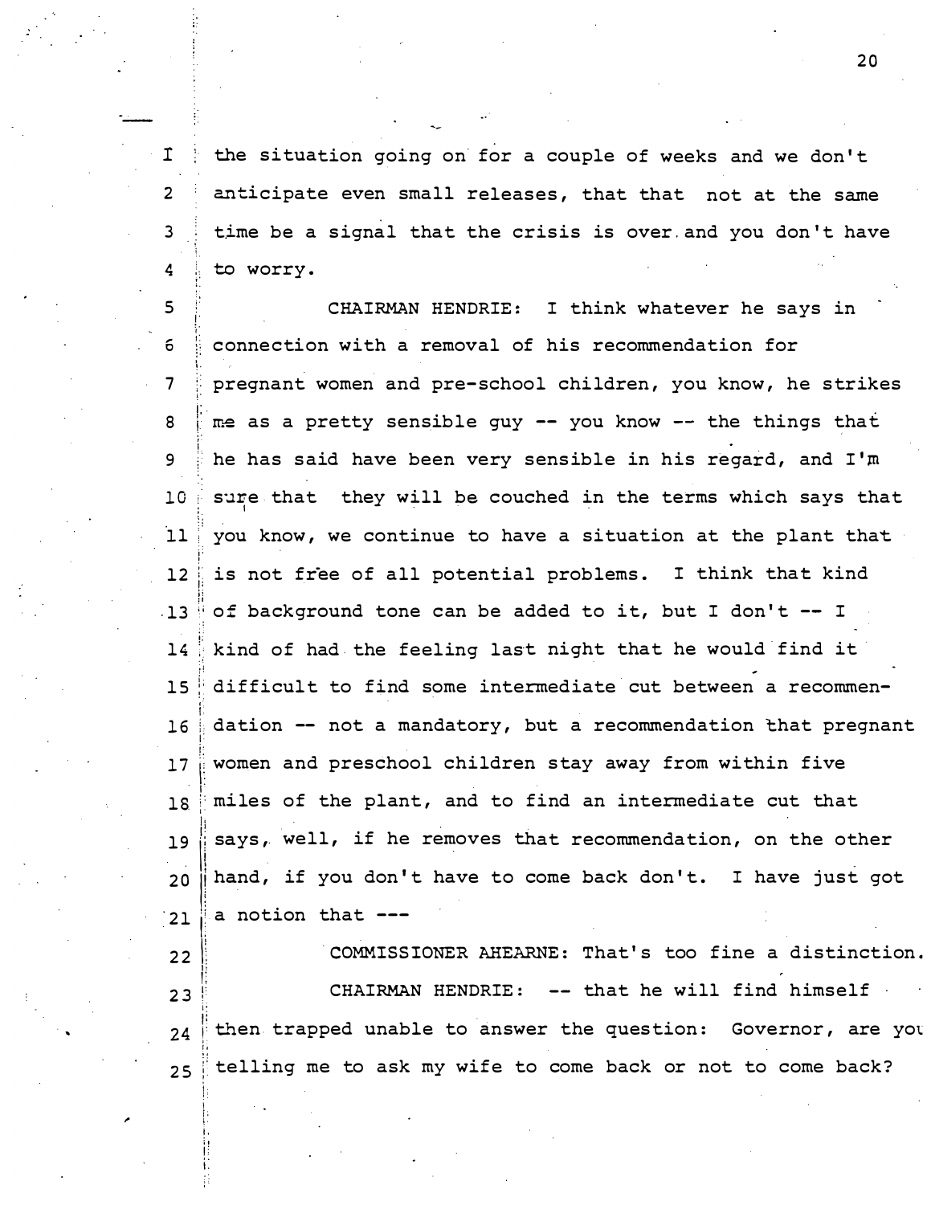the situation going on for a couple of weeks and we don't anticipate even small releases, that that not at the same time be a signal that the crisis is over and you don't have to worry.

CHAIRMAN HENDRIE: I think whatever he says in connection with a removal of his recommendation for pregnant women and pre-school children, you know, he strikes me as a pretty sensible guy -- you know -- the things that he has said have been very sensible in his regard, and I'm sure that they will be couched in the terms which says that you know, we continue to have a situation at the plant that is not free of all potential problems. I think that kind of background tone can be added to it, but I don't -- I kind of had the feeling last night that he would find it difficult to find some intermediate cut between a recommendation -- not a mandatory, but a recommendation that pregnant women and preschool children stay away from within five miles of the plant, and to find an intermediate cut that says, well, if he removes that recommendation, on the other hand, if you don't have to come back don't. I have just got a notion that ---

COMMISSIONER AHEARNE: That's too fine a distinction.

CHAIRMAN HENDRIE: -- that he will find himself then trapped unable to answer the question: Governor, are you telling me to ask my wife to come back or not to come back?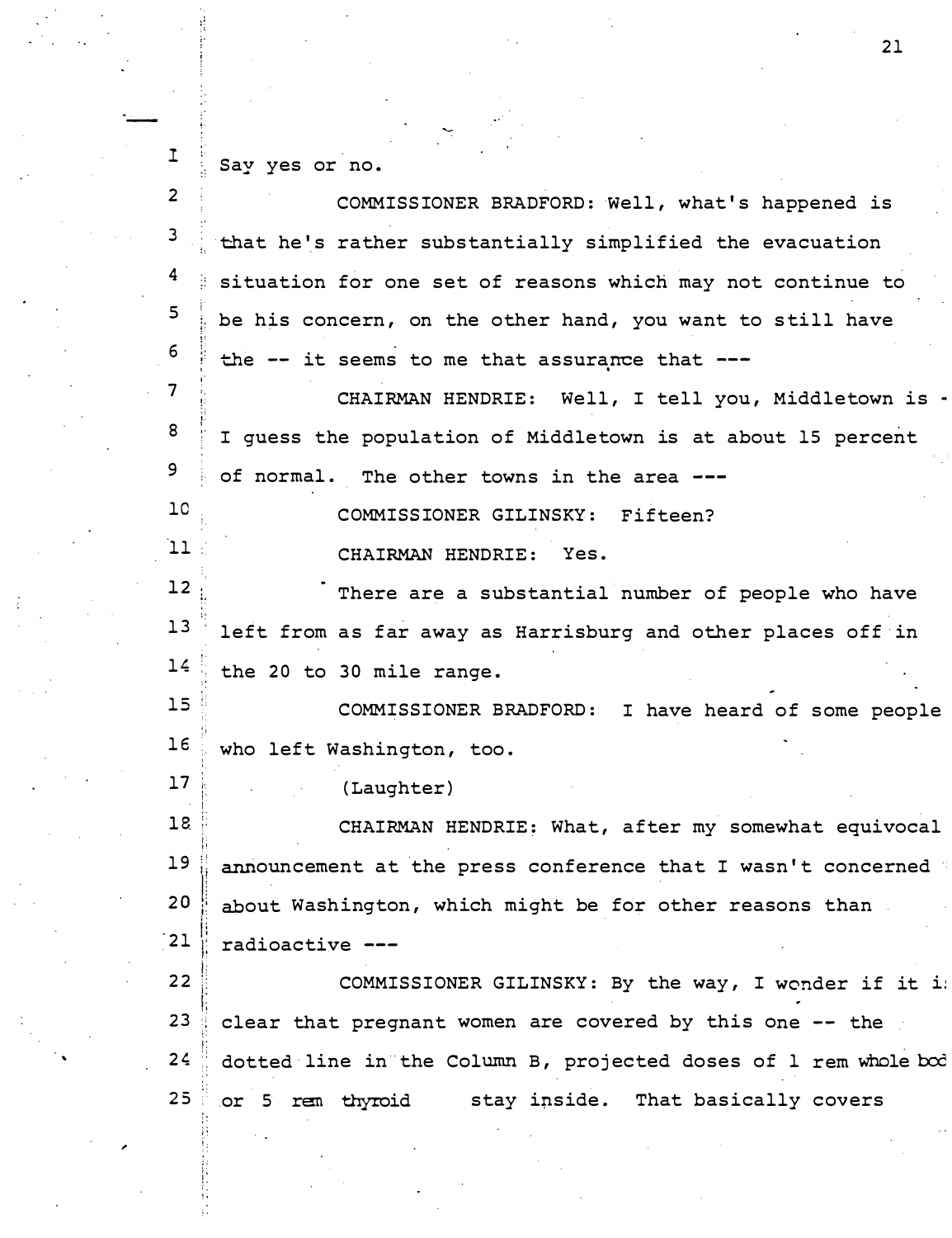Say yes or no.

COMMISSIONER BRADFORD: Well, what's happened is that he's rather substantially simplified the evacuation situation for one set of reasons which may not continue to be his concern, on the other hand, you want to still have the -- it seems to me that assurance that ---

CHAIRMAN HENDRIE: Well, I tell you, Middletown is - I guess the population of Middletown is at about 15 percent of normal. The other towns in the area ---

COMMISSIONER GILINSKY: Fifteen?

CHAIRMAN HENDRIE: Yes.

There are a substantial number of people who have left from as far away as Harrisburg and other places off in the 20 to 30 mile range.

COMMISSIONER BRADFORD: I have heard of some people who left Washington, too.

(Laughter)

CHAIRMAN HENDRIE: What, after my somewhat equivocal announcement at the press conference that I wasn't concerned about Washington, which might be for other reasons than radioactive ---

COMMISSIONER GILINSKY: By the way, I wonder if it is clear that pregnant women are covered by this one -- the dotted line in the Column B, projected doses of 1 rem whole body or 5 rem thyroid stay inside. That basically covers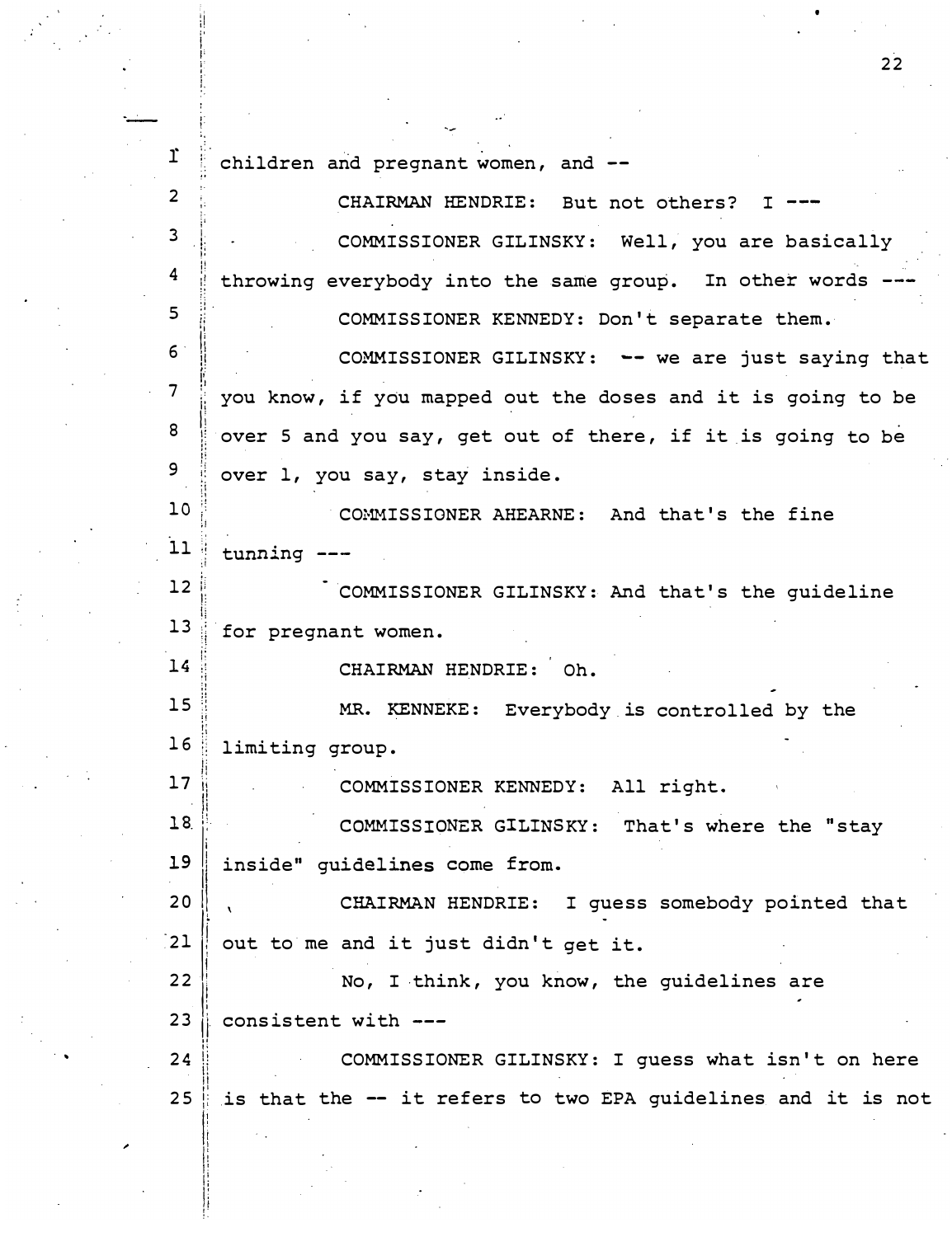children and pregnant women, and --

CHAIRMAN HENDRIE: But not others? I ---

COMMISSIONER GILINSKY: Well, you are basically throwing everybody into the same group. In other words ---

COMMISSIONER KENNEDY: Don't separate them.

COMMISSIONER GILINSKY: -- we are just saying that you know, if you mapped out the doses and it is going to be over 5 and you say, get out of there, if it is going to be over 1, you say, stay inside.

COMMISSIONER AHEARNE: And that's the fine tunning ---

COMMISSIONER GILINSKY: And that's the guideline for pregnant women.

CHAIRMAN HENDRIE: Oh.

MR. KENNEKE: Everybody is controlled by the limiting group.

COMMISSIONER KENNEDY: All right.

COMMISSIONER GILINSKY: That's where the "stay inside" guidelines come from.

CHAIRMAN HENDRIE: I guess somebody pointed that out to me and it just didn't get it.

No, I think, you know, the guidelines are consistent with ---

COMMISSIONER GILINSKY: I guess what isn't on here is that the -- it refers to two EPA guidelines and it is not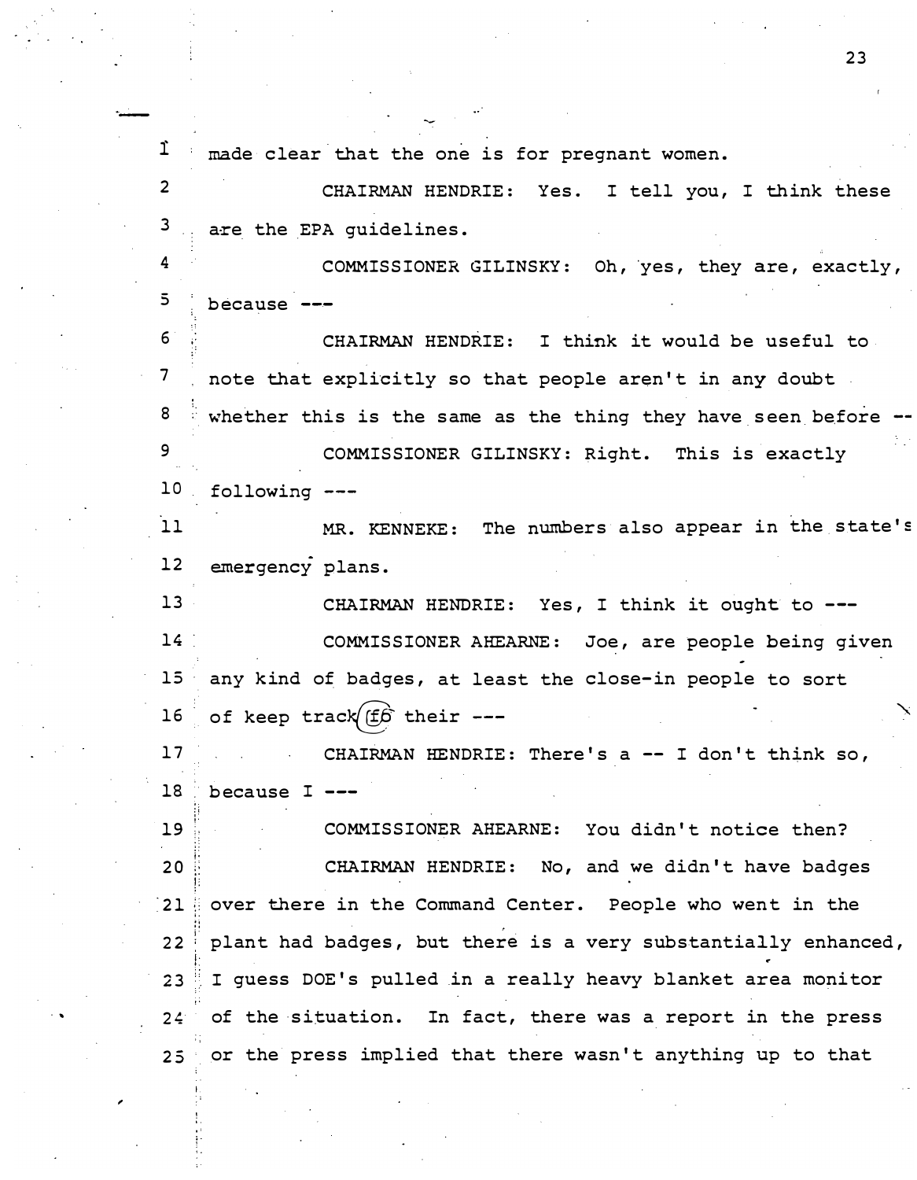made clear that the one is for pregnant women.

CHAIRMAN HENDRIE: Yes. I tell you, I think these are the EPA guidelines.

COMMISSIONER GILINSKY: Oh, yes, they are, exactly, because ---

CHAIRMAN HENDRIE: I think it would be useful to note that explicitly so that people aren't in any doubt whether this is the same as the thing they have seen before --

COMMISSIONER GILINSKY: Right. This is exactly following ---

MR. KENNEKE: The numbers also appear in the state's emergency plans.

CHAIRMAN HENDRIE: Yes, I think it ought to ---

COMMISSIONER AHEARNE: Joe, are people being given any kind of badges, at least the close-in people to sort of keep track of their ---

CHAIRMAN HENDRIE: There's a -- I don't think so, because I ---

COMMISSIONER AHEARNE: You didn't notice then?

CHAIRMAN HENDRIE: No, and we didn't have badges over there in the Command Center. People who went in the plant had badges, but there is a very substantially enhanced, I guess DOE's pulled in a really heavy blanket area monitor of the situation. In fact, there was a report in the press or the press implied that there wasn't anything up to that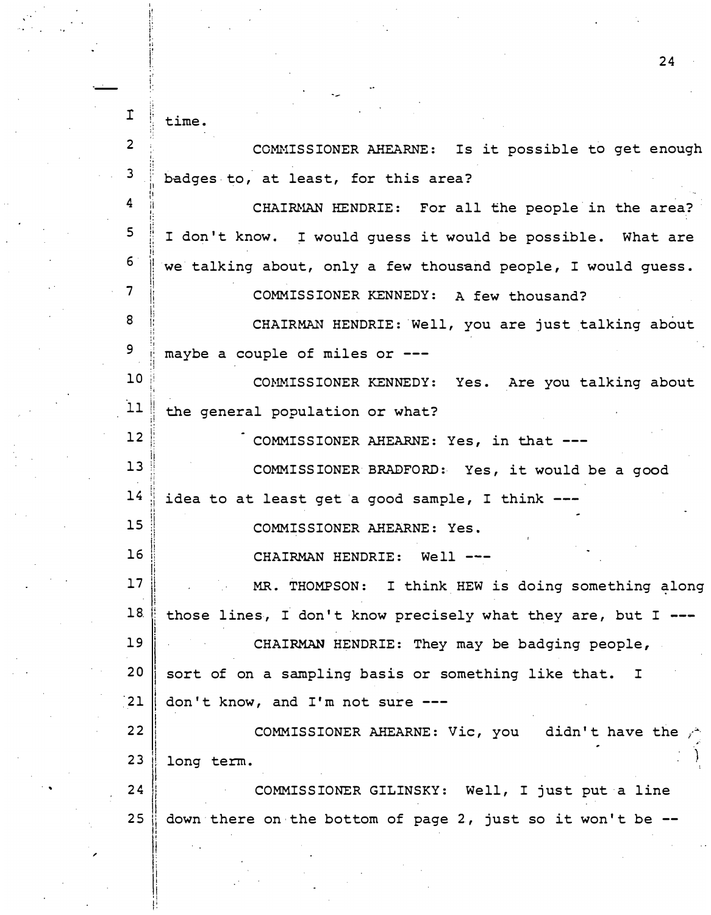time.

COMMISSIONER AHEARNE: Is it possible to get enough badges to, at least, for this area?

CHAIRMAN HENDRIE: For all the people in the area? I don't know. I would guess it would be possible. What are we talking about, only a few thousand people, I would guess.

COMMISSIONER KENNEDY: A few thousand?

CHAIRMAN HENDRIE: Well, you are just talking about maybe a couple of miles or ---

COMMISSIONER KENNEDY: Yes. Are you talking about the general population or what?

COMMISSIONER AHEARNE: Yes, in that ---

COMMISSIONER BRADFORD: Yes, it would be a good idea to at least get a good sample, I think ---

COMMISSIONER AHEARNE: Yes.

CHAIRMAN HENDRIE: Well ---

MR. THOMPSON: I think HEW is doing something along those lines, I don't know precisely what they are, but I ---

CHAIRMAN HENDRIE: They may be badging people, sort of on a sampling basis or something like that. I don't know, and I'm not sure ---

COMMISSIONER AHEARNE: Vic, you didn't have the long term.

COMMISSIONER GILINSKY: Well, I just put a line down there on the bottom of page 2, just so it won't be --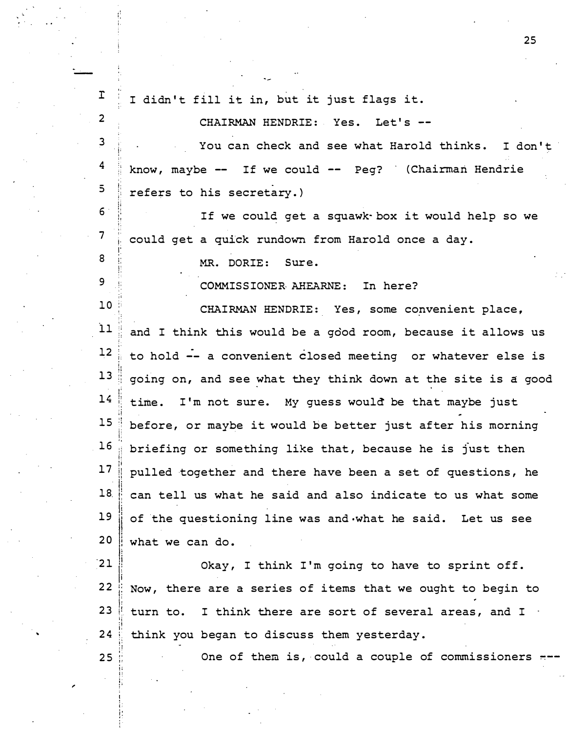I didn't fill it in, but it just flags it.

CHAIRMAN HENDRIE: Yes. Let's --

You can check and see what Harold thinks. I don't know, maybe -- If we could -- Peg? (Chairman Hendrie refers to his secretary.)

If we could get a squawk box it would help so we could get a quick rundown from Harold once a day.

MR. DORIE: Sure.

COMMISSIONER AHEARNE: In here?

CHAIRMAN HENDRIE: Yes, some convenient place, and I think this would be a good room, because it allows us to hold -- a convenient closed meeting or whatever else is going on, and see what they think down at the site is a good time. I'm not sure. My guess would be that maybe just before, or maybe it would be better just after his morning briefing or something like that, because he is just then pulled together and there have been a set of questions, he can tell us what he said and also indicate to us what some of the questioning line was and what he said. Let us see what we can do.

Okay, I think I'm going to have to sprint off. Now, there are a series of items that we ought to begin to turn to. I think there are sort of several areas, and I think you began to discuss them yesterday.

One of them is, could a couple of commissioners ---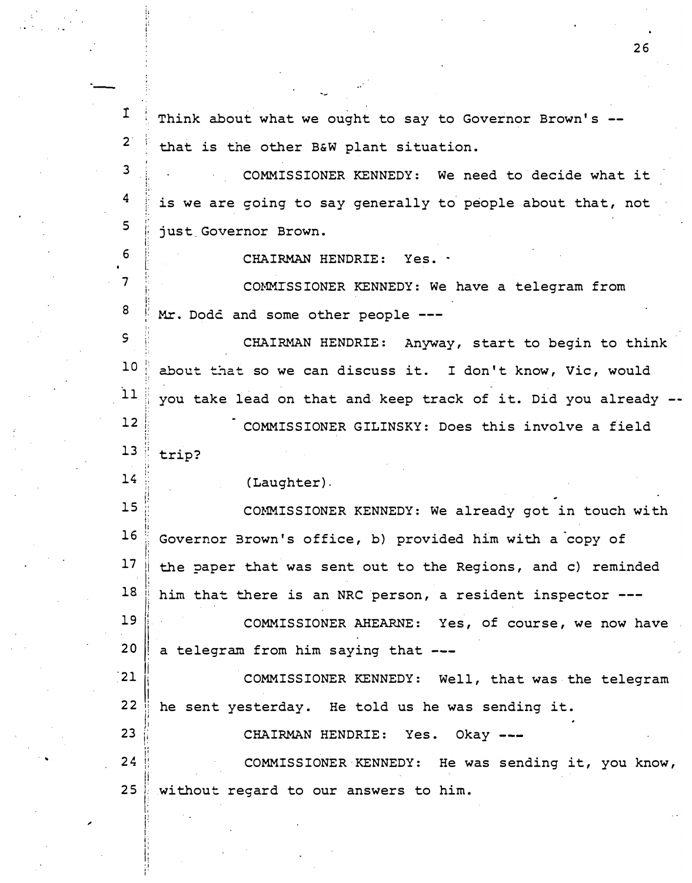Think about what we ought to say to Governor Brown's -- that is the other B&W plant situation.

COMMISSIONER KENNEDY: We need to decide what it is we are going to say generally to people about that, not just Governor Brown.

CHAIRMAN HENDRIE: Yes.

COMMISSIONER KENNEDY: We have a telegram from Mr. Dodd and some other people ---

CHAIRMAN HENDRIE: Anyway, start to begin to think about that so we can discuss it. I don't know, Vic, would you take lead on that and keep track of it. Did you already --

COMMISSIONER GILINSKY: Does this involve a field trip?

(Laughter).

COMMISSIONER KENNEDY: We already got in touch with Governor Brown's office, b) provided him with a copy of the paper that was sent out to the Regions, and c) reminded him that there is an NRC person, a resident inspector ---

COMMISSIONER AHEARNE: Yes, of course, we now have a telegram from him saying that ---

COMMISSIONER KENNEDY: Well, that was the telegram he sent yesterday. He told us he was sending it.

CHAIRMAN HENDRIE: Yes. Okay ---

COMMISSIONER KENNEDY: He was sending it, you know, without regard to our answers to him.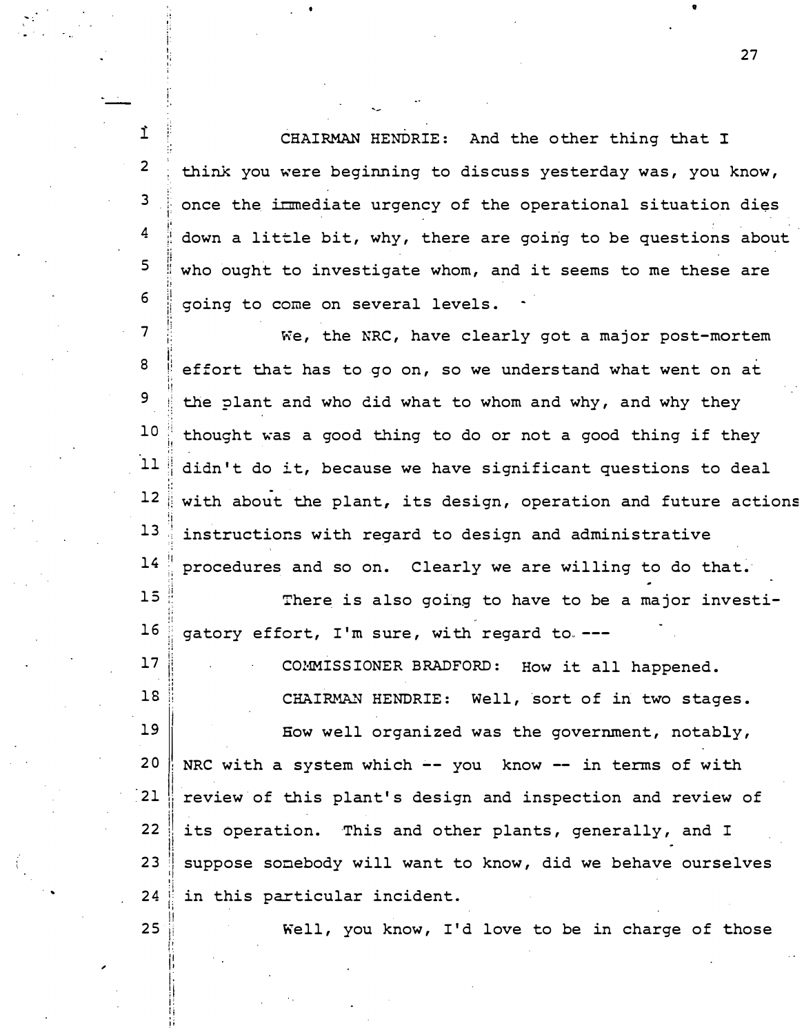CHAIRMAN HENDRIE: And the other thing that I think you were beginning to discuss yesterday was, you know, once the immediate urgency of the operational situation dies down a little bit, why, there are going to be questions about who ought to investigate whom, and it seems to me these are going to come on several levels.

We, the NRC, have clearly got a major post-mortem effort that has to go on, so we understand what went on at the plant and who did what to whom and why, and why they thought was a good thing to do or not a good thing if they didn't do it, because we have significant questions to deal with about the plant, its design, operation and future actions instructions with regard to design and administrative procedures and so on. Clearly we are willing to do that.

There is also going to have to be a major investigatory effort, I'm sure, with regard to ---

COMMISSIONER BRADFORD: How it all happened.

CHAIRMAN HENDRIE: Well, sort of in two stages.

How well organized was the government, notably, NRC with a system which -- you know -- in terms of with review of this plant's design and inspection and review of its operation. This and other plants, generally, and I suppose somebody will want to know, did we behave ourselves in this particular incident.

Well, you know, I'd love to be in charge of those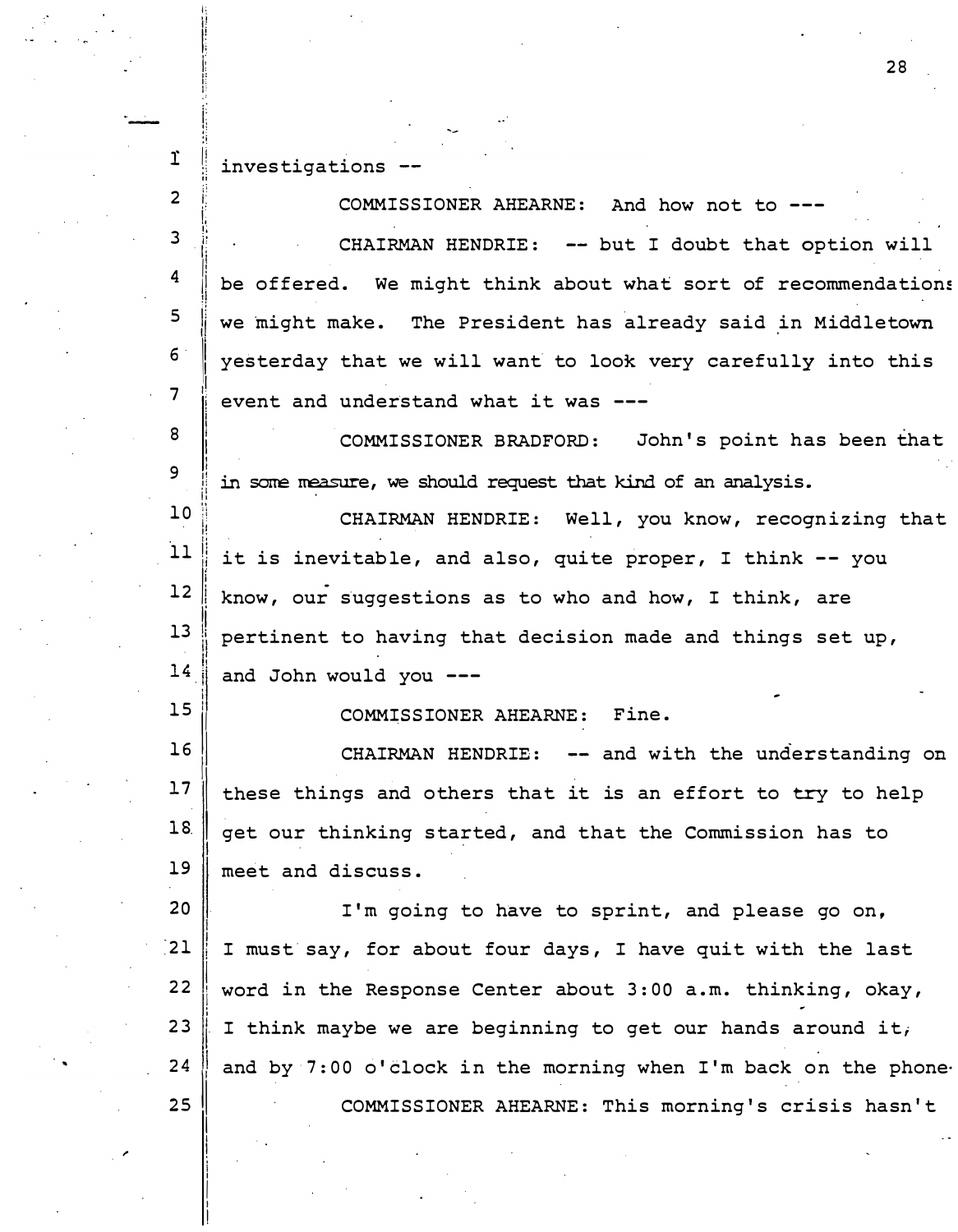investigations --

COMMISSIONER AHEARNE: And how not to ---

CHAIRMAN HENDRIE: -- but I doubt that option will be offered. We might think about what sort of recommendations we might make. The President has already said in Middletown yesterday that we will want to look very carefully into this event and understand what it was ---

COMMISSIONER BRADFORD: John's point has been that in some measure, we should request that kind of an analysis.

CHAIRMAN HENDRIE: Well, you know, recognizing that it is inevitable, and also, quite proper, I think -- you know, our suggestions as to who and how, I think, are pertinent to having that decision made and things set up, and John would you ---

COMMISSIONER AHEARNE: Fine.

CHAIRMAN HENDRIE: -- and with the understanding on these things and others that it is an effort to try to help get our thinking started, and that the Commission has to meet and discuss.

I'm going to have to sprint, and please go on, I must say, for about four days, I have quit with the last word in the Response Center about 3:00 a.m. thinking, okay, I think maybe we are beginning to get our hands around it, and by 7:00 o'clock in the morning when I'm back on the phone-

COMMISSIONER AHEARNE: This morning's crisis hasn't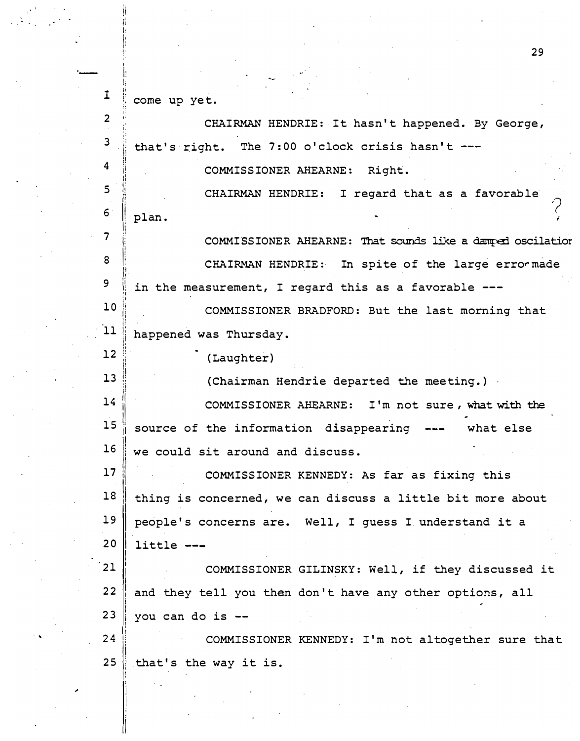come up yet.

CHAIRMAN HENDRIE: It hasn't happened. By George, that's right. The 7:00 o'clock crisis hasn't ---

COMMISSIONER AHEARNE: Right.

CHAIRMAN HENDRIE: I regard that as a favorable plan.

COMMISSIONER AHEARNE: That sounds like a damped oscilation

CHAIRMAN HENDRIE: In spite of the large error made in the measurement, I regard this as a favorable ---

COMMISSIONER BRADFORD: But the last morning that happened was Thursday.

(Laughter)

(Chairman Hendrie departed the meeting.)

COMMISSIONER AHEARNE: I'm not sure, what with the source of the information disappearing --- what else we could sit around and discuss.

COMMISSIONER KENNEDY: As far as fixing this thing is concerned, we can discuss a little bit more about people's concerns are. Well, I guess I understand it a little ---

COMMISSIONER GILINSKY: Well, if they discussed it and they tell you then don't have any other options, all you can do is --

COMMISSIONER KENNEDY: I'm not altogether sure that that's the way it is.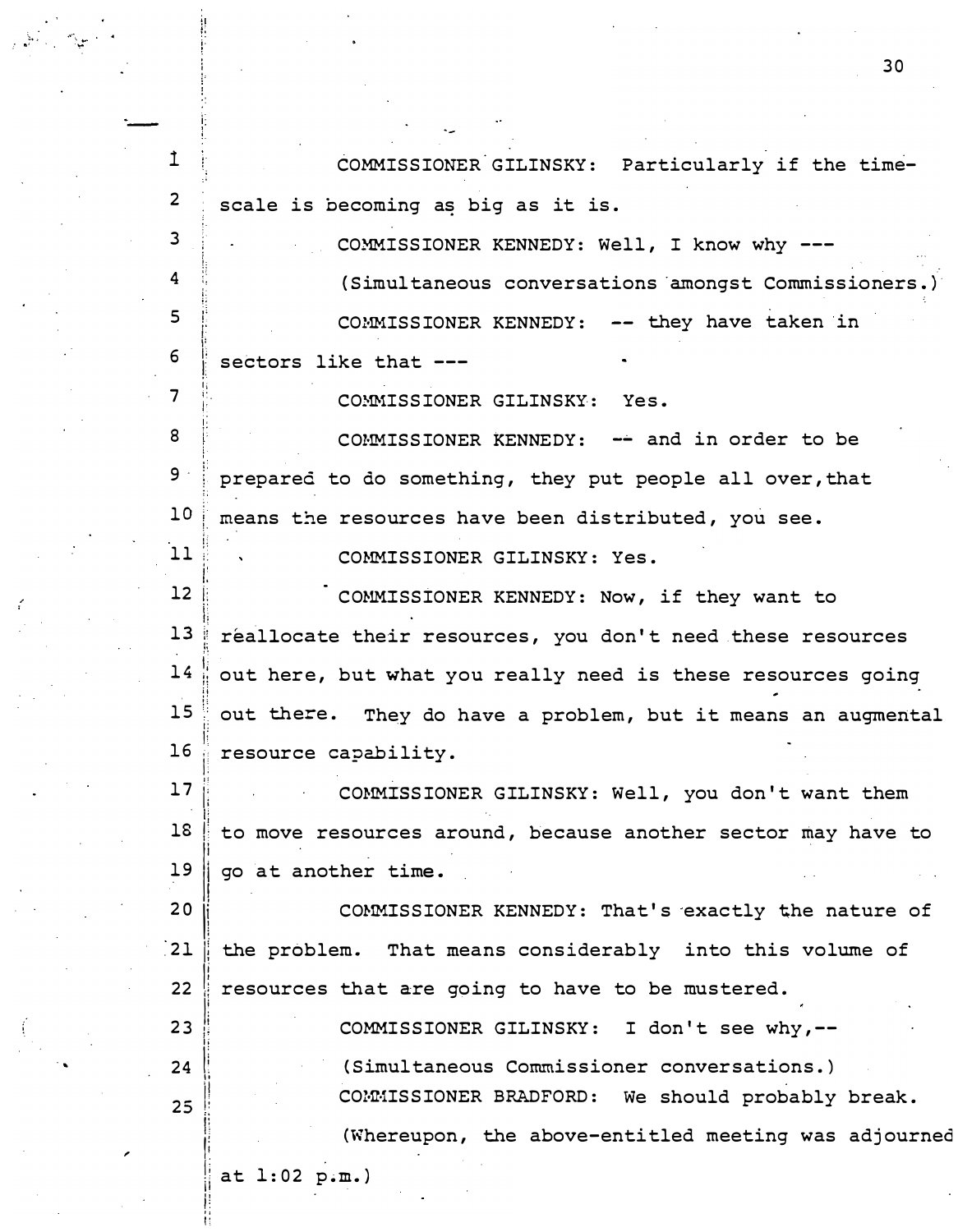COMMISSIONER GILINSKY: Particularly if the time-scale is becoming as big as it is.

COMMISSIONER KENNEDY: Well, I know why ---

(Simultaneous conversations amongst Commissioners.)

COMMISSIONER KENNEDY: -- they have taken in sectors like that ---

COMMISSIONER GILINSKY: Yes.

COMMISSIONER KENNEDY: -- and in order to be prepared to do something, they put people all over,that means the resources have been distributed, you see.

COMMISSIONER GILINSKY: Yes.

COMMISSIONER KENNEDY: Now, if they want to reallocate their resources, you don't need these resources out here, but what you really need is these resources going out there. They do have a problem, but it means an augmental resource capability.

COMMISSIONER GILINSKY: Well, you don't want them to move resources around, because another sector may have to go at another time.

COMMISSIONER KENNEDY: That's exactly the nature of the problem. That means considerably into this volume of resources that are going to have to be mustered.

COMMISSIONER GILINSKY: I don't see why,--

(Simultaneous Commissioner conversations.)

COMMISSIONER BRADFORD: We should probably break.

(Whereupon, the above-entitled meeting was adjourned at 1:02 p.m.)